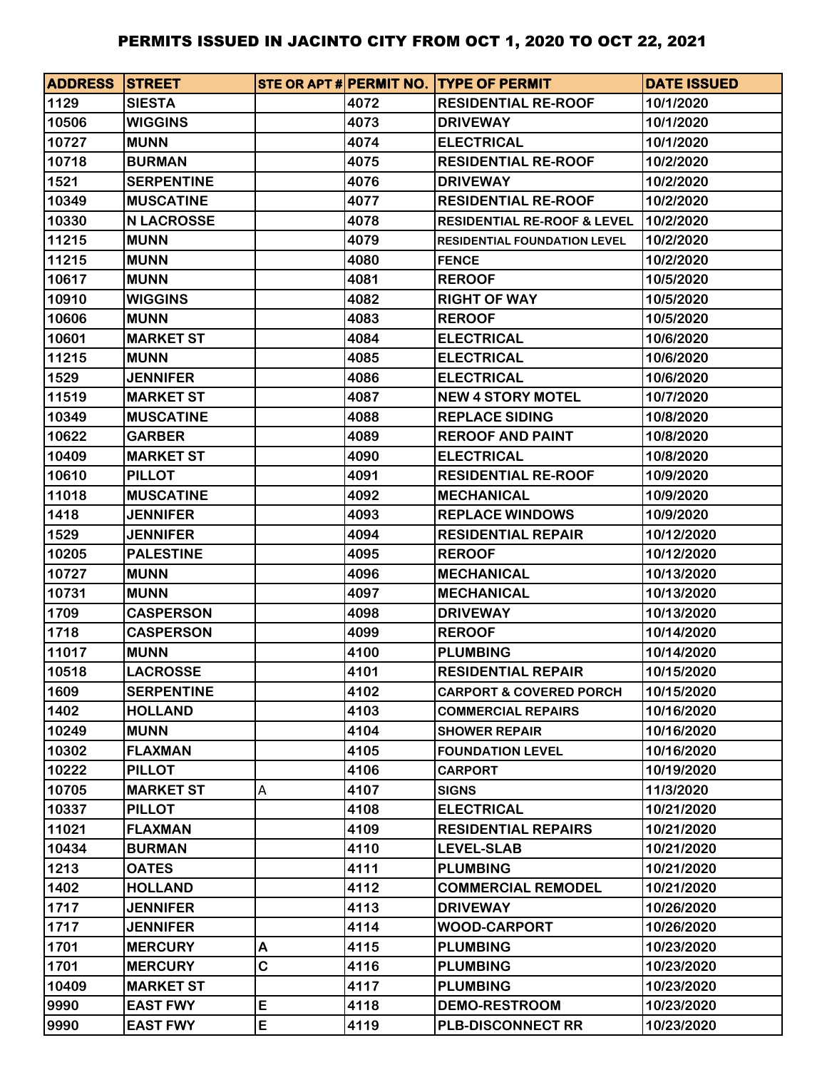# PERMITS ISSUED IN JACINTO CITY FROM OCT 1, 2020 TO OCT 22, 2021

| ADDRESS | STREET | STE OR APT # | PERMIT NO. | TYPE OF PERMIT | DATE ISSUED |
|---|---|---|---|---|---|
| 1129 | SIESTA | | 4072 | RESIDENTIAL RE-ROOF | 10/1/2020 |
| 10506 | WIGGINS | | 4073 | DRIVEWAY | 10/1/2020 |
| 10727 | MUNN | | 4074 | ELECTRICAL | 10/1/2020 |
| 10718 | BURMAN | | 4075 | RESIDENTIAL RE-ROOF | 10/2/2020 |
| 1521 | SERPENTINE | | 4076 | DRIVEWAY | 10/2/2020 |
| 10349 | MUSCATINE | | 4077 | RESIDENTIAL RE-ROOF | 10/2/2020 |
| 10330 | N LACROSSE | | 4078 | RESIDENTIAL RE-ROOF & LEVEL | 10/2/2020 |
| 11215 | MUNN | | 4079 | RESIDENTIAL FOUNDATION LEVEL | 10/2/2020 |
| 11215 | MUNN | | 4080 | FENCE | 10/2/2020 |
| 10617 | MUNN | | 4081 | REROOF | 10/5/2020 |
| 10910 | WIGGINS | | 4082 | RIGHT OF WAY | 10/5/2020 |
| 10606 | MUNN | | 4083 | REROOF | 10/5/2020 |
| 10601 | MARKET ST | | 4084 | ELECTRICAL | 10/6/2020 |
| 11215 | MUNN | | 4085 | ELECTRICAL | 10/6/2020 |
| 1529 | JENNIFER | | 4086 | ELECTRICAL | 10/6/2020 |
| 11519 | MARKET ST | | 4087 | NEW 4 STORY MOTEL | 10/7/2020 |
| 10349 | MUSCATINE | | 4088 | REPLACE SIDING | 10/8/2020 |
| 10622 | GARBER | | 4089 | REROOF AND PAINT | 10/8/2020 |
| 10409 | MARKET ST | | 4090 | ELECTRICAL | 10/8/2020 |
| 10610 | PILLOT | | 4091 | RESIDENTIAL RE-ROOF | 10/9/2020 |
| 11018 | MUSCATINE | | 4092 | MECHANICAL | 10/9/2020 |
| 1418 | JENNIFER | | 4093 | REPLACE WINDOWS | 10/9/2020 |
| 1529 | JENNIFER | | 4094 | RESIDENTIAL REPAIR | 10/12/2020 |
| 10205 | PALESTINE | | 4095 | REROOF | 10/12/2020 |
| 10727 | MUNN | | 4096 | MECHANICAL | 10/13/2020 |
| 10731 | MUNN | | 4097 | MECHANICAL | 10/13/2020 |
| 1709 | CASPERSON | | 4098 | DRIVEWAY | 10/13/2020 |
| 1718 | CASPERSON | | 4099 | REROOF | 10/14/2020 |
| 11017 | MUNN | | 4100 | PLUMBING | 10/14/2020 |
| 10518 | LACROSSE | | 4101 | RESIDENTIAL REPAIR | 10/15/2020 |
| 1609 | SERPENTINE | | 4102 | CARPORT & COVERED PORCH | 10/15/2020 |
| 1402 | HOLLAND | | 4103 | COMMERCIAL REPAIRS | 10/16/2020 |
| 10249 | MUNN | | 4104 | SHOWER REPAIR | 10/16/2020 |
| 10302 | FLAXMAN | | 4105 | FOUNDATION LEVEL | 10/16/2020 |
| 10222 | PILLOT | | 4106 | CARPORT | 10/19/2020 |
| 10705 | MARKET ST | A | 4107 | SIGNS | 11/3/2020 |
| 10337 | PILLOT | | 4108 | ELECTRICAL | 10/21/2020 |
| 11021 | FLAXMAN | | 4109 | RESIDENTIAL REPAIRS | 10/21/2020 |
| 10434 | BURMAN | | 4110 | LEVEL-SLAB | 10/21/2020 |
| 1213 | OATES | | 4111 | PLUMBING | 10/21/2020 |
| 1402 | HOLLAND | | 4112 | COMMERCIAL REMODEL | 10/21/2020 |
| 1717 | JENNIFER | | 4113 | DRIVEWAY | 10/26/2020 |
| 1717 | JENNIFER | | 4114 | WOOD-CARPORT | 10/26/2020 |
| 1701 | MERCURY | A | 4115 | PLUMBING | 10/23/2020 |
| 1701 | MERCURY | C | 4116 | PLUMBING | 10/23/2020 |
| 10409 | MARKET ST | | 4117 | PLUMBING | 10/23/2020 |
| 9990 | EAST FWY | E | 4118 | DEMO-RESTROOM | 10/23/2020 |
| 9990 | EAST FWY | E | 4119 | PLB-DISCONNECT RR | 10/23/2020 |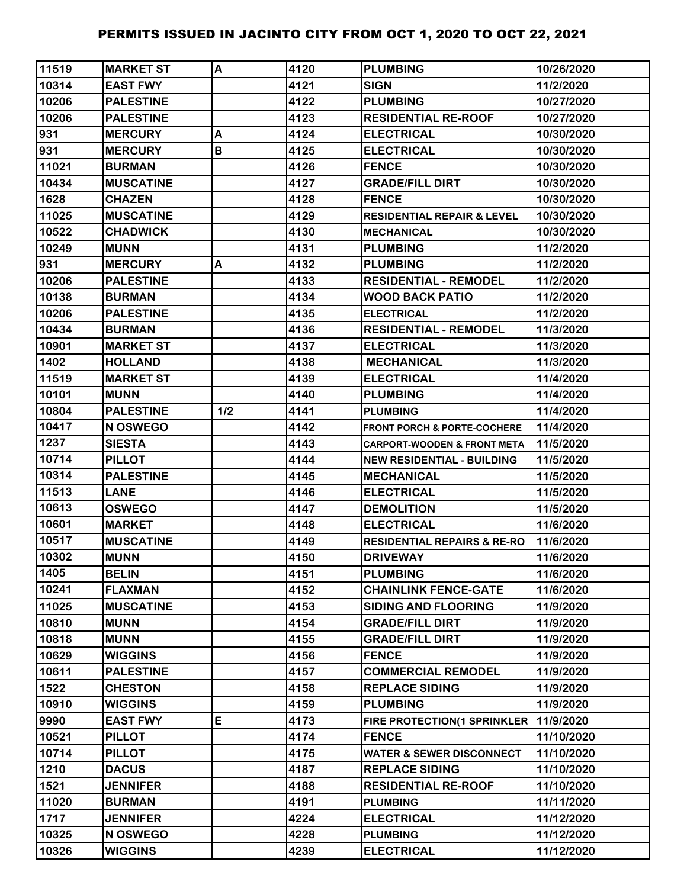| 11519 | MARKET ST | A | 4120 | PLUMBING | 10/26/2020 |
|---|---|---|---|---|---|
| 10314 | EAST FWY | | 4121 | SIGN | 11/2/2020 |
| 10206 | PALESTINE | | 4122 | PLUMBING | 10/27/2020 |
| 10206 | PALESTINE | | 4123 | RESIDENTIAL RE-ROOF | 10/27/2020 |
| 931 | MERCURY | A | 4124 | ELECTRICAL | 10/30/2020 |
| 931 | MERCURY | B | 4125 | ELECTRICAL | 10/30/2020 |
| 11021 | BURMAN | | 4126 | FENCE | 10/30/2020 |
| 10434 | MUSCATINE | | 4127 | GRADE/FILL DIRT | 10/30/2020 |
| 1628 | CHAZEN | | 4128 | FENCE | 10/30/2020 |
| 11025 | MUSCATINE | | 4129 | RESIDENTIAL REPAIR & LEVEL | 10/30/2020 |
| 10522 | CHADWICK | | 4130 | MECHANICAL | 10/30/2020 |
| 10249 | MUNN | | 4131 | PLUMBING | 11/2/2020 |
| 931 | MERCURY | A | 4132 | PLUMBING | 11/2/2020 |
| 10206 | PALESTINE | | 4133 | RESIDENTIAL - REMODEL | 11/2/2020 |
| 10138 | BURMAN | | 4134 | WOOD BACK PATIO | 11/2/2020 |
| 10206 | PALESTINE | | 4135 | ELECTRICAL | 11/2/2020 |
| 10434 | BURMAN | | 4136 | RESIDENTIAL - REMODEL | 11/3/2020 |
| 10901 | MARKET ST | | 4137 | ELECTRICAL | 11/3/2020 |
| 1402 | HOLLAND | | 4138 | MECHANICAL | 11/3/2020 |
| 11519 | MARKET ST | | 4139 | ELECTRICAL | 11/4/2020 |
| 10101 | MUNN | | 4140 | PLUMBING | 11/4/2020 |
| 10804 | PALESTINE | 1/2 | 4141 | PLUMBING | 11/4/2020 |
| 10417 | N OSWEGO | | 4142 | FRONT PORCH & PORTE-COCHERE | 11/4/2020 |
| 1237 | SIESTA | | 4143 | CARPORT-WOODEN & FRONT META | 11/5/2020 |
| 10714 | PILLOT | | 4144 | NEW RESIDENTIAL - BUILDING | 11/5/2020 |
| 10314 | PALESTINE | | 4145 | MECHANICAL | 11/5/2020 |
| 11513 | LANE | | 4146 | ELECTRICAL | 11/5/2020 |
| 10613 | OSWEGO | | 4147 | DEMOLITION | 11/5/2020 |
| 10601 | MARKET | | 4148 | ELECTRICAL | 11/6/2020 |
| 10517 | MUSCATINE | | 4149 | RESIDENTIAL REPAIRS & RE-RO | 11/6/2020 |
| 10302 | MUNN | | 4150 | DRIVEWAY | 11/6/2020 |
| 1405 | BELIN | | 4151 | PLUMBING | 11/6/2020 |
| 10241 | FLAXMAN | | 4152 | CHAINLINK FENCE-GATE | 11/6/2020 |
| 11025 | MUSCATINE | | 4153 | SIDING AND FLOORING | 11/9/2020 |
| 10810 | MUNN | | 4154 | GRADE/FILL DIRT | 11/9/2020 |
| 10818 | MUNN | | 4155 | GRADE/FILL DIRT | 11/9/2020 |
| 10629 | WIGGINS | | 4156 | FENCE | 11/9/2020 |
| 10611 | PALESTINE | | 4157 | COMMERCIAL REMODEL | 11/9/2020 |
| 1522 | CHESTON | | 4158 | REPLACE SIDING | 11/9/2020 |
| 10910 | WIGGINS | | 4159 | PLUMBING | 11/9/2020 |
| 9990 | EAST FWY | E | 4173 | FIRE PROTECTION(1 SPRINKLER | 11/9/2020 |
| 10521 | PILLOT | | 4174 | FENCE | 11/10/2020 |
| 10714 | PILLOT | | 4175 | WATER & SEWER DISCONNECT | 11/10/2020 |
| 1210 | DACUS | | 4187 | REPLACE SIDING | 11/10/2020 |
| 1521 | JENNIFER | | 4188 | RESIDENTIAL RE-ROOF | 11/10/2020 |
| 11020 | BURMAN | | 4191 | PLUMBING | 11/11/2020 |
| 1717 | JENNIFER | | 4224 | ELECTRICAL | 11/12/2020 |
| 10325 | N OSWEGO | | 4228 | PLUMBING | 11/12/2020 |
| 10326 | WIGGINS | | 4239 | ELECTRICAL | 11/12/2020 |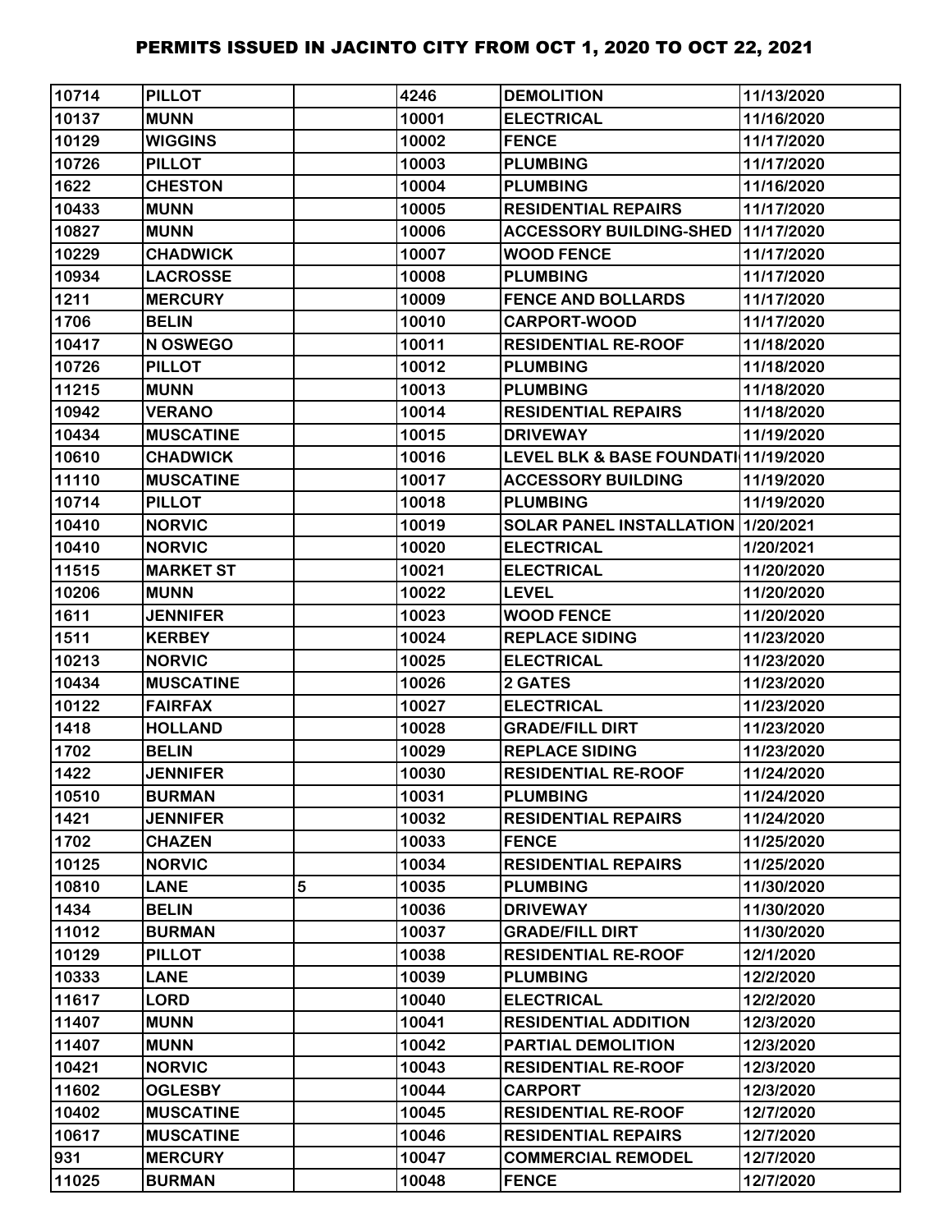# PERMITS ISSUED IN JACINTO CITY FROM OCT 1, 2020 TO OCT 22, 2021

| | | | | | |
|---|---|---|---|---|---|
| 10714 | PILLOT | | 4246 | DEMOLITION | 11/13/2020 |
| 10137 | MUNN | | 10001 | ELECTRICAL | 11/16/2020 |
| 10129 | WIGGINS | | 10002 | FENCE | 11/17/2020 |
| 10726 | PILLOT | | 10003 | PLUMBING | 11/17/2020 |
| 1622 | CHESTON | | 10004 | PLUMBING | 11/16/2020 |
| 10433 | MUNN | | 10005 | RESIDENTIAL REPAIRS | 11/17/2020 |
| 10827 | MUNN | | 10006 | ACCESSORY BUILDING-SHED | 11/17/2020 |
| 10229 | CHADWICK | | 10007 | WOOD FENCE | 11/17/2020 |
| 10934 | LACROSSE | | 10008 | PLUMBING | 11/17/2020 |
| 1211 | MERCURY | | 10009 | FENCE AND BOLLARDS | 11/17/2020 |
| 1706 | BELIN | | 10010 | CARPORT-WOOD | 11/17/2020 |
| 10417 | N OSWEGO | | 10011 | RESIDENTIAL RE-ROOF | 11/18/2020 |
| 10726 | PILLOT | | 10012 | PLUMBING | 11/18/2020 |
| 11215 | MUNN | | 10013 | PLUMBING | 11/18/2020 |
| 10942 | VERANO | | 10014 | RESIDENTIAL REPAIRS | 11/18/2020 |
| 10434 | MUSCATINE | | 10015 | DRIVEWAY | 11/19/2020 |
| 10610 | CHADWICK | | 10016 | LEVEL BLK & BASE FOUNDATI | 11/19/2020 |
| 11110 | MUSCATINE | | 10017 | ACCESSORY BUILDING | 11/19/2020 |
| 10714 | PILLOT | | 10018 | PLUMBING | 11/19/2020 |
| 10410 | NORVIC | | 10019 | SOLAR PANEL INSTALLATION | 1/20/2021 |
| 10410 | NORVIC | | 10020 | ELECTRICAL | 1/20/2021 |
| 11515 | MARKET ST | | 10021 | ELECTRICAL | 11/20/2020 |
| 10206 | MUNN | | 10022 | LEVEL | 11/20/2020 |
| 1611 | JENNIFER | | 10023 | WOOD FENCE | 11/20/2020 |
| 1511 | KERBEY | | 10024 | REPLACE SIDING | 11/23/2020 |
| 10213 | NORVIC | | 10025 | ELECTRICAL | 11/23/2020 |
| 10434 | MUSCATINE | | 10026 | 2 GATES | 11/23/2020 |
| 10122 | FAIRFAX | | 10027 | ELECTRICAL | 11/23/2020 |
| 1418 | HOLLAND | | 10028 | GRADE/FILL DIRT | 11/23/2020 |
| 1702 | BELIN | | 10029 | REPLACE SIDING | 11/23/2020 |
| 1422 | JENNIFER | | 10030 | RESIDENTIAL RE-ROOF | 11/24/2020 |
| 10510 | BURMAN | | 10031 | PLUMBING | 11/24/2020 |
| 1421 | JENNIFER | | 10032 | RESIDENTIAL REPAIRS | 11/24/2020 |
| 1702 | CHAZEN | | 10033 | FENCE | 11/25/2020 |
| 10125 | NORVIC | | 10034 | RESIDENTIAL REPAIRS | 11/25/2020 |
| 10810 | LANE | 5 | 10035 | PLUMBING | 11/30/2020 |
| 1434 | BELIN | | 10036 | DRIVEWAY | 11/30/2020 |
| 11012 | BURMAN | | 10037 | GRADE/FILL DIRT | 11/30/2020 |
| 10129 | PILLOT | | 10038 | RESIDENTIAL RE-ROOF | 12/1/2020 |
| 10333 | LANE | | 10039 | PLUMBING | 12/2/2020 |
| 11617 | LORD | | 10040 | ELECTRICAL | 12/2/2020 |
| 11407 | MUNN | | 10041 | RESIDENTIAL ADDITION | 12/3/2020 |
| 11407 | MUNN | | 10042 | PARTIAL DEMOLITION | 12/3/2020 |
| 10421 | NORVIC | | 10043 | RESIDENTIAL RE-ROOF | 12/3/2020 |
| 11602 | OGLESBY | | 10044 | CARPORT | 12/3/2020 |
| 10402 | MUSCATINE | | 10045 | RESIDENTIAL RE-ROOF | 12/7/2020 |
| 10617 | MUSCATINE | | 10046 | RESIDENTIAL REPAIRS | 12/7/2020 |
| 931 | MERCURY | | 10047 | COMMERCIAL REMODEL | 12/7/2020 |
| 11025 | BURMAN | | 10048 | FENCE | 12/7/2020 |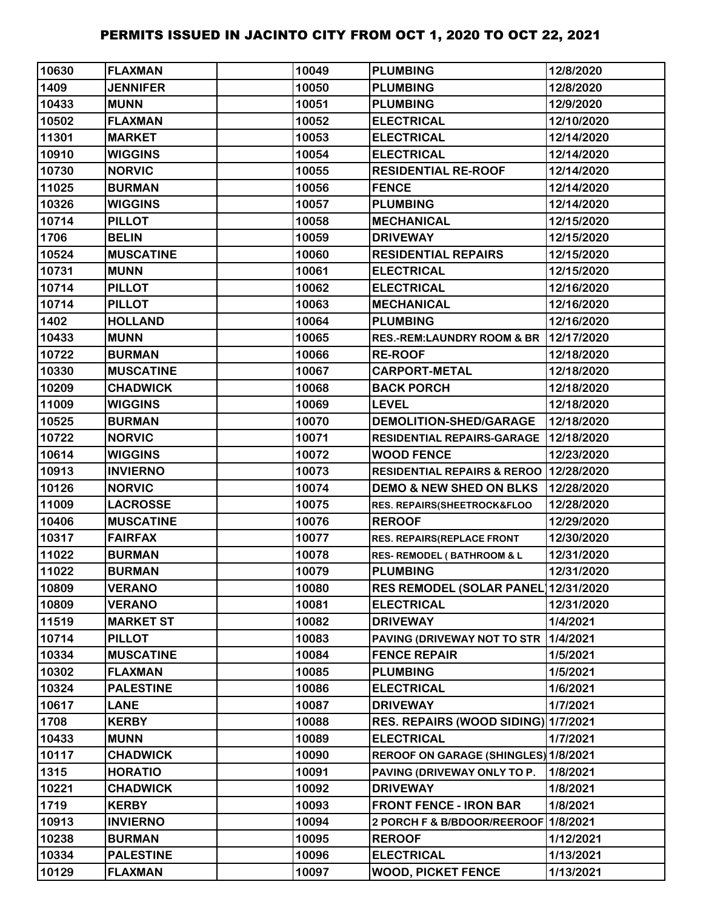# PERMITS ISSUED IN JACINTO CITY FROM OCT 1, 2020 TO OCT 22, 2021

| | | | | | |
|---|---|---|---|---|---|
| 10630 | FLAXMAN | | 10049 | PLUMBING | 12/8/2020 |
| 1409 | JENNIFER | | 10050 | PLUMBING | 12/8/2020 |
| 10433 | MUNN | | 10051 | PLUMBING | 12/9/2020 |
| 10502 | FLAXMAN | | 10052 | ELECTRICAL | 12/10/2020 |
| 11301 | MARKET | | 10053 | ELECTRICAL | 12/14/2020 |
| 10910 | WIGGINS | | 10054 | ELECTRICAL | 12/14/2020 |
| 10730 | NORVIC | | 10055 | RESIDENTIAL RE-ROOF | 12/14/2020 |
| 11025 | BURMAN | | 10056 | FENCE | 12/14/2020 |
| 10326 | WIGGINS | | 10057 | PLUMBING | 12/14/2020 |
| 10714 | PILLOT | | 10058 | MECHANICAL | 12/15/2020 |
| 1706 | BELIN | | 10059 | DRIVEWAY | 12/15/2020 |
| 10524 | MUSCATINE | | 10060 | RESIDENTIAL REPAIRS | 12/15/2020 |
| 10731 | MUNN | | 10061 | ELECTRICAL | 12/15/2020 |
| 10714 | PILLOT | | 10062 | ELECTRICAL | 12/16/2020 |
| 10714 | PILLOT | | 10063 | MECHANICAL | 12/16/2020 |
| 1402 | HOLLAND | | 10064 | PLUMBING | 12/16/2020 |
| 10433 | MUNN | | 10065 | RES.-REM:LAUNDRY ROOM & BR | 12/17/2020 |
| 10722 | BURMAN | | 10066 | RE-ROOF | 12/18/2020 |
| 10330 | MUSCATINE | | 10067 | CARPORT-METAL | 12/18/2020 |
| 10209 | CHADWICK | | 10068 | BACK PORCH | 12/18/2020 |
| 11009 | WIGGINS | | 10069 | LEVEL | 12/18/2020 |
| 10525 | BURMAN | | 10070 | DEMOLITION-SHED/GARAGE | 12/18/2020 |
| 10722 | NORVIC | | 10071 | RESIDENTIAL REPAIRS-GARAGE | 12/18/2020 |
| 10614 | WIGGINS | | 10072 | WOOD FENCE | 12/23/2020 |
| 10913 | INVIERNO | | 10073 | RESIDENTIAL REPAIRS & REROO | 12/28/2020 |
| 10126 | NORVIC | | 10074 | DEMO & NEW SHED ON BLKS | 12/28/2020 |
| 11009 | LACROSSE | | 10075 | RES. REPAIRS(SHEETROCK&FLOO | 12/28/2020 |
| 10406 | MUSCATINE | | 10076 | REROOF | 12/29/2020 |
| 10317 | FAIRFAX | | 10077 | RES. REPAIRS(REPLACE FRONT | 12/30/2020 |
| 11022 | BURMAN | | 10078 | RES- REMODEL ( BATHROOM & L | 12/31/2020 |
| 11022 | BURMAN | | 10079 | PLUMBING | 12/31/2020 |
| 10809 | VERANO | | 10080 | RES REMODEL (SOLAR PANEL) | 12/31/2020 |
| 10809 | VERANO | | 10081 | ELECTRICAL | 12/31/2020 |
| 11519 | MARKET ST | | 10082 | DRIVEWAY | 1/4/2021 |
| 10714 | PILLOT | | 10083 | PAVING (DRIVEWAY NOT TO STR | 1/4/2021 |
| 10334 | MUSCATINE | | 10084 | FENCE REPAIR | 1/5/2021 |
| 10302 | FLAXMAN | | 10085 | PLUMBING | 1/5/2021 |
| 10324 | PALESTINE | | 10086 | ELECTRICAL | 1/6/2021 |
| 10617 | LANE | | 10087 | DRIVEWAY | 1/7/2021 |
| 1708 | KERBY | | 10088 | RES. REPAIRS (WOOD SIDING) | 1/7/2021 |
| 10433 | MUNN | | 10089 | ELECTRICAL | 1/7/2021 |
| 10117 | CHADWICK | | 10090 | REROOF ON GARAGE (SHINGLES) | 1/8/2021 |
| 1315 | HORATIO | | 10091 | PAVING (DRIVEWAY ONLY TO P. | 1/8/2021 |
| 10221 | CHADWICK | | 10092 | DRIVEWAY | 1/8/2021 |
| 1719 | KERBY | | 10093 | FRONT FENCE - IRON BAR | 1/8/2021 |
| 10913 | INVIERNO | | 10094 | 2 PORCH F & B/BDOOR/REEROOF | 1/8/2021 |
| 10238 | BURMAN | | 10095 | REROOF | 1/12/2021 |
| 10334 | PALESTINE | | 10096 | ELECTRICAL | 1/13/2021 |
| 10129 | FLAXMAN | | 10097 | WOOD, PICKET FENCE | 1/13/2021 |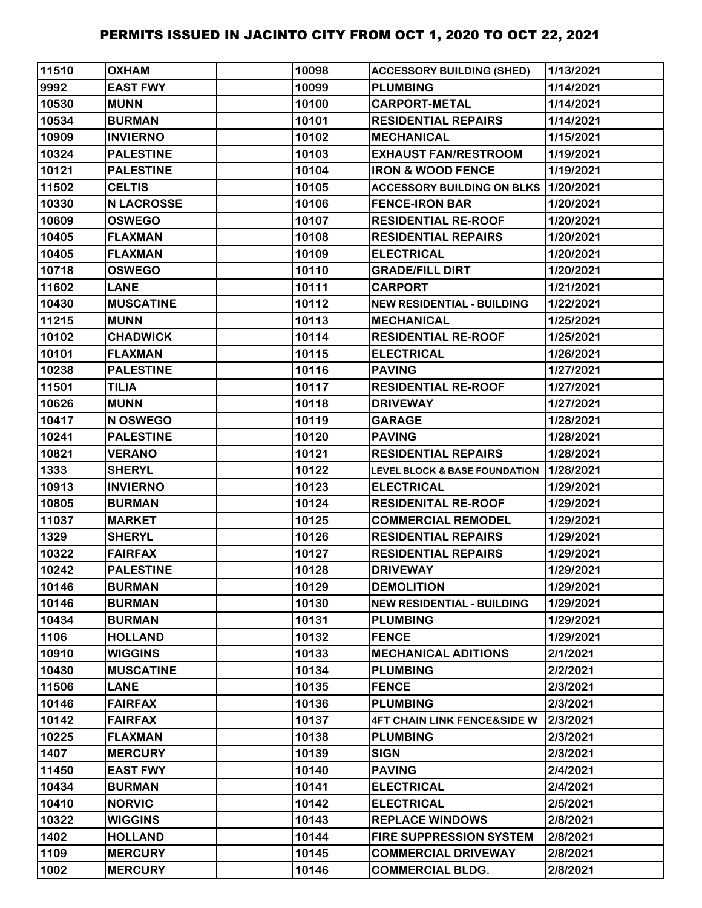# PERMITS ISSUED IN JACINTO CITY FROM OCT 1, 2020 TO OCT 22, 2021

| | | | | | |
|---|---|---|---|---|---|
| 11510 | OXHAM | | 10098 | ACCESSORY BUILDING (SHED) | 1/13/2021 |
| 9992 | EAST FWY | | 10099 | PLUMBING | 1/14/2021 |
| 10530 | MUNN | | 10100 | CARPORT-METAL | 1/14/2021 |
| 10534 | BURMAN | | 10101 | RESIDENTIAL REPAIRS | 1/14/2021 |
| 10909 | INVIERNO | | 10102 | MECHANICAL | 1/15/2021 |
| 10324 | PALESTINE | | 10103 | EXHAUST FAN/RESTROOM | 1/19/2021 |
| 10121 | PALESTINE | | 10104 | IRON & WOOD FENCE | 1/19/2021 |
| 11502 | CELTIS | | 10105 | ACCESSORY BUILDING ON BLKS | 1/20/2021 |
| 10330 | N LACROSSE | | 10106 | FENCE-IRON BAR | 1/20/2021 |
| 10609 | OSWEGO | | 10107 | RESIDENTIAL RE-ROOF | 1/20/2021 |
| 10405 | FLAXMAN | | 10108 | RESIDENTIAL REPAIRS | 1/20/2021 |
| 10405 | FLAXMAN | | 10109 | ELECTRICAL | 1/20/2021 |
| 10718 | OSWEGO | | 10110 | GRADE/FILL DIRT | 1/20/2021 |
| 11602 | LANE | | 10111 | CARPORT | 1/21/2021 |
| 10430 | MUSCATINE | | 10112 | NEW RESIDENTIAL - BUILDING | 1/22/2021 |
| 11215 | MUNN | | 10113 | MECHANICAL | 1/25/2021 |
| 10102 | CHADWICK | | 10114 | RESIDENTIAL RE-ROOF | 1/25/2021 |
| 10101 | FLAXMAN | | 10115 | ELECTRICAL | 1/26/2021 |
| 10238 | PALESTINE | | 10116 | PAVING | 1/27/2021 |
| 11501 | TILIA | | 10117 | RESIDENTIAL RE-ROOF | 1/27/2021 |
| 10626 | MUNN | | 10118 | DRIVEWAY | 1/27/2021 |
| 10417 | N OSWEGO | | 10119 | GARAGE | 1/28/2021 |
| 10241 | PALESTINE | | 10120 | PAVING | 1/28/2021 |
| 10821 | VERANO | | 10121 | RESIDENTIAL REPAIRS | 1/28/2021 |
| 1333 | SHERYL | | 10122 | LEVEL BLOCK & BASE FOUNDATION | 1/28/2021 |
| 10913 | INVIERNO | | 10123 | ELECTRICAL | 1/29/2021 |
| 10805 | BURMAN | | 10124 | RESIDENITAL RE-ROOF | 1/29/2021 |
| 11037 | MARKET | | 10125 | COMMERCIAL REMODEL | 1/29/2021 |
| 1329 | SHERYL | | 10126 | RESIDENTIAL REPAIRS | 1/29/2021 |
| 10322 | FAIRFAX | | 10127 | RESIDENTIAL REPAIRS | 1/29/2021 |
| 10242 | PALESTINE | | 10128 | DRIVEWAY | 1/29/2021 |
| 10146 | BURMAN | | 10129 | DEMOLITION | 1/29/2021 |
| 10146 | BURMAN | | 10130 | NEW RESIDENTIAL - BUILDING | 1/29/2021 |
| 10434 | BURMAN | | 10131 | PLUMBING | 1/29/2021 |
| 1106 | HOLLAND | | 10132 | FENCE | 1/29/2021 |
| 10910 | WIGGINS | | 10133 | MECHANICAL ADITIONS | 2/1/2021 |
| 10430 | MUSCATINE | | 10134 | PLUMBING | 2/2/2021 |
| 11506 | LANE | | 10135 | FENCE | 2/3/2021 |
| 10146 | FAIRFAX | | 10136 | PLUMBING | 2/3/2021 |
| 10142 | FAIRFAX | | 10137 | 4FT CHAIN LINK FENCE&SIDE W | 2/3/2021 |
| 10225 | FLAXMAN | | 10138 | PLUMBING | 2/3/2021 |
| 1407 | MERCURY | | 10139 | SIGN | 2/3/2021 |
| 11450 | EAST FWY | | 10140 | PAVING | 2/4/2021 |
| 10434 | BURMAN | | 10141 | ELECTRICAL | 2/4/2021 |
| 10410 | NORVIC | | 10142 | ELECTRICAL | 2/5/2021 |
| 10322 | WIGGINS | | 10143 | REPLACE WINDOWS | 2/8/2021 |
| 1402 | HOLLAND | | 10144 | FIRE SUPPRESSION SYSTEM | 2/8/2021 |
| 1109 | MERCURY | | 10145 | COMMERCIAL DRIVEWAY | 2/8/2021 |
| 1002 | MERCURY | | 10146 | COMMERCIAL BLDG. | 2/8/2021 |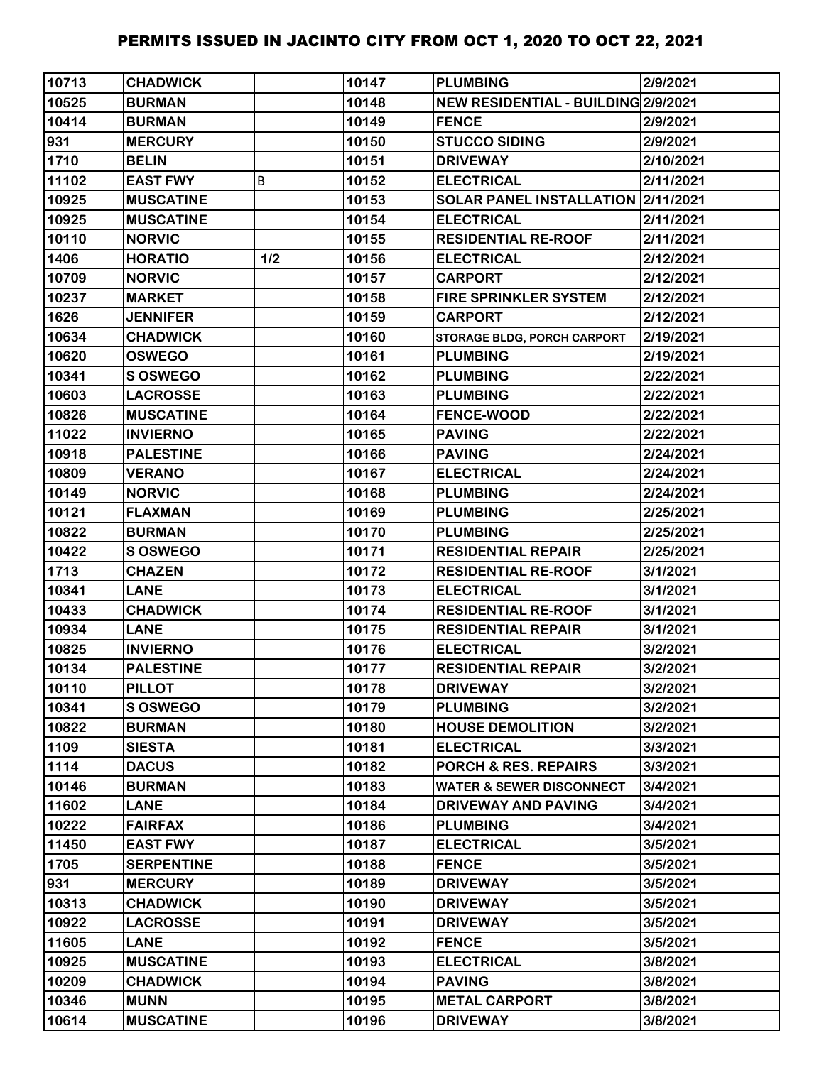# PERMITS ISSUED IN JACINTO CITY FROM OCT 1, 2020 TO OCT 22, 2021

| | | | | | |
|---|---|---|---|---|---|
| 10713 | CHADWICK | | 10147 | PLUMBING | 2/9/2021 |
| 10525 | BURMAN | | 10148 | NEW RESIDENTIAL - BUILDING | 2/9/2021 |
| 10414 | BURMAN | | 10149 | FENCE | 2/9/2021 |
| 931 | MERCURY | | 10150 | STUCCO SIDING | 2/9/2021 |
| 1710 | BELIN | | 10151 | DRIVEWAY | 2/10/2021 |
| 11102 | EAST FWY | B | 10152 | ELECTRICAL | 2/11/2021 |
| 10925 | MUSCATINE | | 10153 | SOLAR PANEL INSTALLATION | 2/11/2021 |
| 10925 | MUSCATINE | | 10154 | ELECTRICAL | 2/11/2021 |
| 10110 | NORVIC | | 10155 | RESIDENTIAL RE-ROOF | 2/11/2021 |
| 1406 | HORATIO | 1/2 | 10156 | ELECTRICAL | 2/12/2021 |
| 10709 | NORVIC | | 10157 | CARPORT | 2/12/2021 |
| 10237 | MARKET | | 10158 | FIRE SPRINKLER SYSTEM | 2/12/2021 |
| 1626 | JENNIFER | | 10159 | CARPORT | 2/12/2021 |
| 10634 | CHADWICK | | 10160 | STORAGE BLDG, PORCH CARPORT | 2/19/2021 |
| 10620 | OSWEGO | | 10161 | PLUMBING | 2/19/2021 |
| 10341 | S OSWEGO | | 10162 | PLUMBING | 2/22/2021 |
| 10603 | LACROSSE | | 10163 | PLUMBING | 2/22/2021 |
| 10826 | MUSCATINE | | 10164 | FENCE-WOOD | 2/22/2021 |
| 11022 | INVIERNO | | 10165 | PAVING | 2/22/2021 |
| 10918 | PALESTINE | | 10166 | PAVING | 2/24/2021 |
| 10809 | VERANO | | 10167 | ELECTRICAL | 2/24/2021 |
| 10149 | NORVIC | | 10168 | PLUMBING | 2/24/2021 |
| 10121 | FLAXMAN | | 10169 | PLUMBING | 2/25/2021 |
| 10822 | BURMAN | | 10170 | PLUMBING | 2/25/2021 |
| 10422 | S OSWEGO | | 10171 | RESIDENTIAL REPAIR | 2/25/2021 |
| 1713 | CHAZEN | | 10172 | RESIDENTIAL RE-ROOF | 3/1/2021 |
| 10341 | LANE | | 10173 | ELECTRICAL | 3/1/2021 |
| 10433 | CHADWICK | | 10174 | RESIDENTIAL RE-ROOF | 3/1/2021 |
| 10934 | LANE | | 10175 | RESIDENTIAL REPAIR | 3/1/2021 |
| 10825 | INVIERNO | | 10176 | ELECTRICAL | 3/2/2021 |
| 10134 | PALESTINE | | 10177 | RESIDENTIAL REPAIR | 3/2/2021 |
| 10110 | PILLOT | | 10178 | DRIVEWAY | 3/2/2021 |
| 10341 | S OSWEGO | | 10179 | PLUMBING | 3/2/2021 |
| 10822 | BURMAN | | 10180 | HOUSE DEMOLITION | 3/2/2021 |
| 1109 | SIESTA | | 10181 | ELECTRICAL | 3/3/2021 |
| 1114 | DACUS | | 10182 | PORCH & RES. REPAIRS | 3/3/2021 |
| 10146 | BURMAN | | 10183 | WATER & SEWER DISCONNECT | 3/4/2021 |
| 11602 | LANE | | 10184 | DRIVEWAY AND PAVING | 3/4/2021 |
| 10222 | FAIRFAX | | 10186 | PLUMBING | 3/4/2021 |
| 11450 | EAST FWY | | 10187 | ELECTRICAL | 3/5/2021 |
| 1705 | SERPENTINE | | 10188 | FENCE | 3/5/2021 |
| 931 | MERCURY | | 10189 | DRIVEWAY | 3/5/2021 |
| 10313 | CHADWICK | | 10190 | DRIVEWAY | 3/5/2021 |
| 10922 | LACROSSE | | 10191 | DRIVEWAY | 3/5/2021 |
| 11605 | LANE | | 10192 | FENCE | 3/5/2021 |
| 10925 | MUSCATINE | | 10193 | ELECTRICAL | 3/8/2021 |
| 10209 | CHADWICK | | 10194 | PAVING | 3/8/2021 |
| 10346 | MUNN | | 10195 | METAL CARPORT | 3/8/2021 |
| 10614 | MUSCATINE | | 10196 | DRIVEWAY | 3/8/2021 |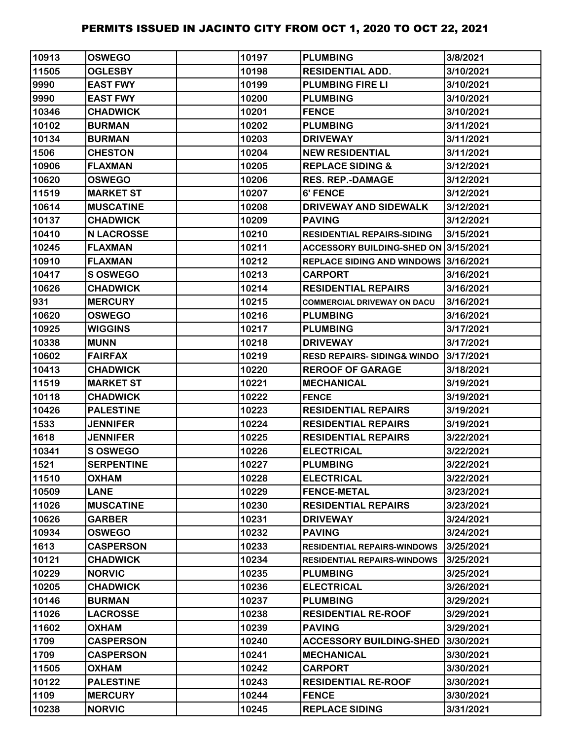# PERMITS ISSUED IN JACINTO CITY FROM OCT 1, 2020 TO OCT 22, 2021

| | | | | | |
|---|---|---|---|---|---|
| 10913 | OSWEGO | | 10197 | PLUMBING | 3/8/2021 |
| 11505 | OGLESBY | | 10198 | RESIDENTIAL ADD. | 3/10/2021 |
| 9990 | EAST FWY | | 10199 | PLUMBING FIRE LI | 3/10/2021 |
| 9990 | EAST FWY | | 10200 | PLUMBING | 3/10/2021 |
| 10346 | CHADWICK | | 10201 | FENCE | 3/10/2021 |
| 10102 | BURMAN | | 10202 | PLUMBING | 3/11/2021 |
| 10134 | BURMAN | | 10203 | DRIVEWAY | 3/11/2021 |
| 1506 | CHESTON | | 10204 | NEW RESIDENTIAL | 3/11/2021 |
| 10906 | FLAXMAN | | 10205 | REPLACE SIDING & | 3/12/2021 |
| 10620 | OSWEGO | | 10206 | RES. REP.-DAMAGE | 3/12/2021 |
| 11519 | MARKET ST | | 10207 | 6' FENCE | 3/12/2021 |
| 10614 | MUSCATINE | | 10208 | DRIVEWAY AND SIDEWALK | 3/12/2021 |
| 10137 | CHADWICK | | 10209 | PAVING | 3/12/2021 |
| 10410 | N LACROSSE | | 10210 | RESIDENTIAL REPAIRS-SIDING | 3/15/2021 |
| 10245 | FLAXMAN | | 10211 | ACCESSORY BUILDING-SHED ON | 3/15/2021 |
| 10910 | FLAXMAN | | 10212 | REPLACE SIDING AND WINDOWS | 3/16/2021 |
| 10417 | S OSWEGO | | 10213 | CARPORT | 3/16/2021 |
| 10626 | CHADWICK | | 10214 | RESIDENTIAL REPAIRS | 3/16/2021 |
| 931 | MERCURY | | 10215 | COMMERCIAL DRIVEWAY ON DACU | 3/16/2021 |
| 10620 | OSWEGO | | 10216 | PLUMBING | 3/16/2021 |
| 10925 | WIGGINS | | 10217 | PLUMBING | 3/17/2021 |
| 10338 | MUNN | | 10218 | DRIVEWAY | 3/17/2021 |
| 10602 | FAIRFAX | | 10219 | RESD REPAIRS- SIDING& WINDO | 3/17/2021 |
| 10413 | CHADWICK | | 10220 | REROOF OF GARAGE | 3/18/2021 |
| 11519 | MARKET ST | | 10221 | MECHANICAL | 3/19/2021 |
| 10118 | CHADWICK | | 10222 | FENCE | 3/19/2021 |
| 10426 | PALESTINE | | 10223 | RESIDENTIAL REPAIRS | 3/19/2021 |
| 1533 | JENNIFER | | 10224 | RESIDENTIAL REPAIRS | 3/19/2021 |
| 1618 | JENNIFER | | 10225 | RESIDENTIAL REPAIRS | 3/22/2021 |
| 10341 | S OSWEGO | | 10226 | ELECTRICAL | 3/22/2021 |
| 1521 | SERPENTINE | | 10227 | PLUMBING | 3/22/2021 |
| 11510 | OXHAM | | 10228 | ELECTRICAL | 3/22/2021 |
| 10509 | LANE | | 10229 | FENCE-METAL | 3/23/2021 |
| 11026 | MUSCATINE | | 10230 | RESIDENTIAL REPAIRS | 3/23/2021 |
| 10626 | GARBER | | 10231 | DRIVEWAY | 3/24/2021 |
| 10934 | OSWEGO | | 10232 | PAVING | 3/24/2021 |
| 1613 | CASPERSON | | 10233 | RESIDENTIAL REPAIRS-WINDOWS | 3/25/2021 |
| 10121 | CHADWICK | | 10234 | RESIDENTIAL REPAIRS-WINDOWS | 3/25/2021 |
| 10229 | NORVIC | | 10235 | PLUMBING | 3/25/2021 |
| 10205 | CHADWICK | | 10236 | ELECTRICAL | 3/26/2021 |
| 10146 | BURMAN | | 10237 | PLUMBING | 3/29/2021 |
| 11026 | LACROSSE | | 10238 | RESIDENTIAL RE-ROOF | 3/29/2021 |
| 11602 | OXHAM | | 10239 | PAVING | 3/29/2021 |
| 1709 | CASPERSON | | 10240 | ACCESSORY BUILDING-SHED | 3/30/2021 |
| 1709 | CASPERSON | | 10241 | MECHANICAL | 3/30/2021 |
| 11505 | OXHAM | | 10242 | CARPORT | 3/30/2021 |
| 10122 | PALESTINE | | 10243 | RESIDENTIAL RE-ROOF | 3/30/2021 |
| 1109 | MERCURY | | 10244 | FENCE | 3/30/2021 |
| 10238 | NORVIC | | 10245 | REPLACE SIDING | 3/31/2021 |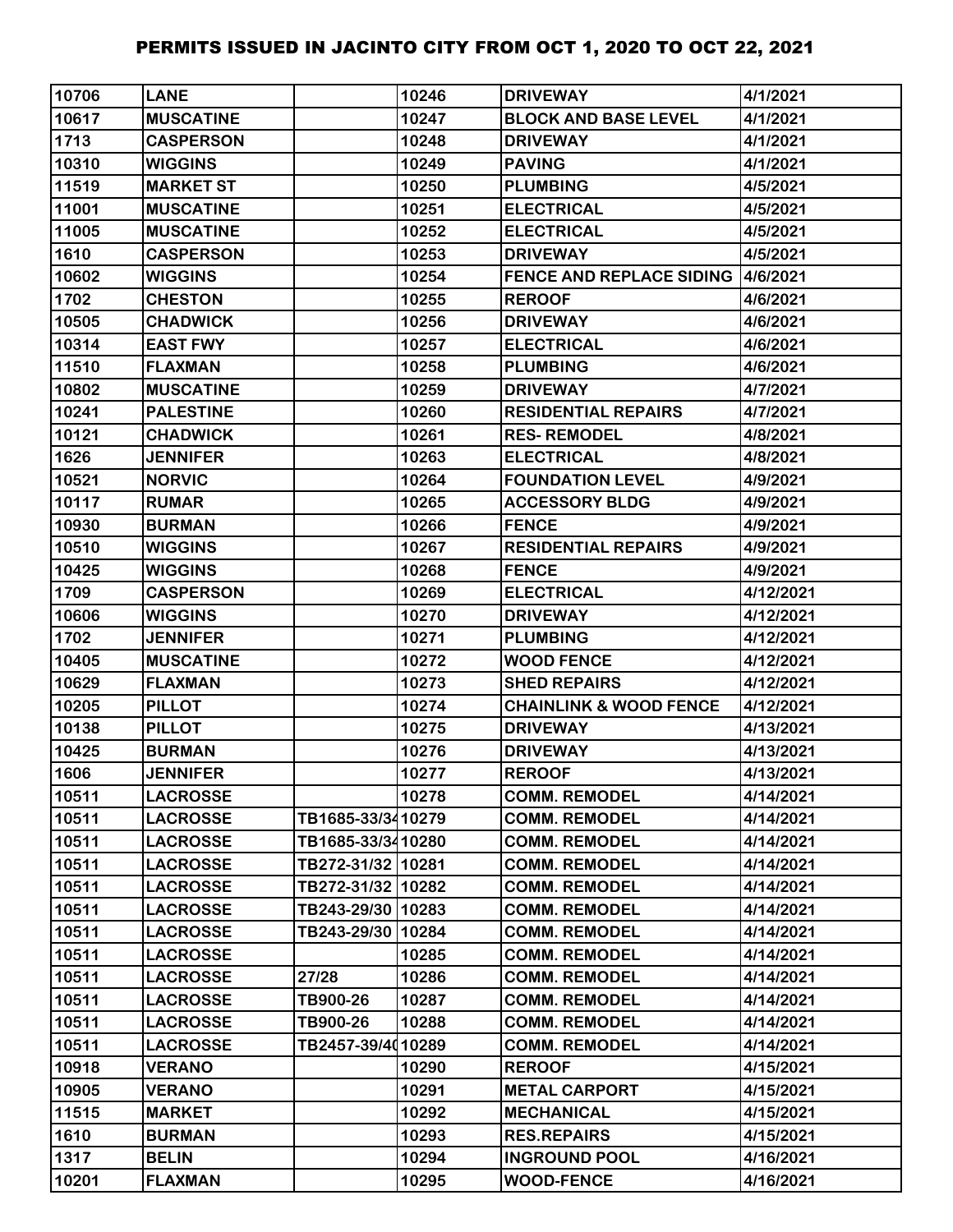# PERMITS ISSUED IN JACINTO CITY FROM OCT 1, 2020 TO OCT 22, 2021

| | | | | | |
|---|---|---|---|---|---|
| 10706 | LANE | | 10246 | DRIVEWAY | 4/1/2021 |
| 10617 | MUSCATINE | | 10247 | BLOCK AND BASE LEVEL | 4/1/2021 |
| 1713 | CASPERSON | | 10248 | DRIVEWAY | 4/1/2021 |
| 10310 | WIGGINS | | 10249 | PAVING | 4/1/2021 |
| 11519 | MARKET ST | | 10250 | PLUMBING | 4/5/2021 |
| 11001 | MUSCATINE | | 10251 | ELECTRICAL | 4/5/2021 |
| 11005 | MUSCATINE | | 10252 | ELECTRICAL | 4/5/2021 |
| 1610 | CASPERSON | | 10253 | DRIVEWAY | 4/5/2021 |
| 10602 | WIGGINS | | 10254 | FENCE AND REPLACE SIDING | 4/6/2021 |
| 1702 | CHESTON | | 10255 | REROOF | 4/6/2021 |
| 10505 | CHADWICK | | 10256 | DRIVEWAY | 4/6/2021 |
| 10314 | EAST FWY | | 10257 | ELECTRICAL | 4/6/2021 |
| 11510 | FLAXMAN | | 10258 | PLUMBING | 4/6/2021 |
| 10802 | MUSCATINE | | 10259 | DRIVEWAY | 4/7/2021 |
| 10241 | PALESTINE | | 10260 | RESIDENTIAL REPAIRS | 4/7/2021 |
| 10121 | CHADWICK | | 10261 | RES- REMODEL | 4/8/2021 |
| 1626 | JENNIFER | | 10263 | ELECTRICAL | 4/8/2021 |
| 10521 | NORVIC | | 10264 | FOUNDATION LEVEL | 4/9/2021 |
| 10117 | RUMAR | | 10265 | ACCESSORY BLDG | 4/9/2021 |
| 10930 | BURMAN | | 10266 | FENCE | 4/9/2021 |
| 10510 | WIGGINS | | 10267 | RESIDENTIAL REPAIRS | 4/9/2021 |
| 10425 | WIGGINS | | 10268 | FENCE | 4/9/2021 |
| 1709 | CASPERSON | | 10269 | ELECTRICAL | 4/12/2021 |
| 10606 | WIGGINS | | 10270 | DRIVEWAY | 4/12/2021 |
| 1702 | JENNIFER | | 10271 | PLUMBING | 4/12/2021 |
| 10405 | MUSCATINE | | 10272 | WOOD FENCE | 4/12/2021 |
| 10629 | FLAXMAN | | 10273 | SHED REPAIRS | 4/12/2021 |
| 10205 | PILLOT | | 10274 | CHAINLINK & WOOD FENCE | 4/12/2021 |
| 10138 | PILLOT | | 10275 | DRIVEWAY | 4/13/2021 |
| 10425 | BURMAN | | 10276 | DRIVEWAY | 4/13/2021 |
| 1606 | JENNIFER | | 10277 | REROOF | 4/13/2021 |
| 10511 | LACROSSE | | 10278 | COMM. REMODEL | 4/14/2021 |
| 10511 | LACROSSE | TB1685-33/34 | 10279 | COMM. REMODEL | 4/14/2021 |
| 10511 | LACROSSE | TB1685-33/34 | 10280 | COMM. REMODEL | 4/14/2021 |
| 10511 | LACROSSE | TB272-31/32 | 10281 | COMM. REMODEL | 4/14/2021 |
| 10511 | LACROSSE | TB272-31/32 | 10282 | COMM. REMODEL | 4/14/2021 |
| 10511 | LACROSSE | TB243-29/30 | 10283 | COMM. REMODEL | 4/14/2021 |
| 10511 | LACROSSE | TB243-29/30 | 10284 | COMM. REMODEL | 4/14/2021 |
| 10511 | LACROSSE | | 10285 | COMM. REMODEL | 4/14/2021 |
| 10511 | LACROSSE | 27/28 | 10286 | COMM. REMODEL | 4/14/2021 |
| 10511 | LACROSSE | TB900-26 | 10287 | COMM. REMODEL | 4/14/2021 |
| 10511 | LACROSSE | TB900-26 | 10288 | COMM. REMODEL | 4/14/2021 |
| 10511 | LACROSSE | TB2457-39/40 | 10289 | COMM. REMODEL | 4/14/2021 |
| 10918 | VERANO | | 10290 | REROOF | 4/15/2021 |
| 10905 | VERANO | | 10291 | METAL CARPORT | 4/15/2021 |
| 11515 | MARKET | | 10292 | MECHANICAL | 4/15/2021 |
| 1610 | BURMAN | | 10293 | RES.REPAIRS | 4/15/2021 |
| 1317 | BELIN | | 10294 | INGROUND POOL | 4/16/2021 |
| 10201 | FLAXMAN | | 10295 | WOOD-FENCE | 4/16/2021 |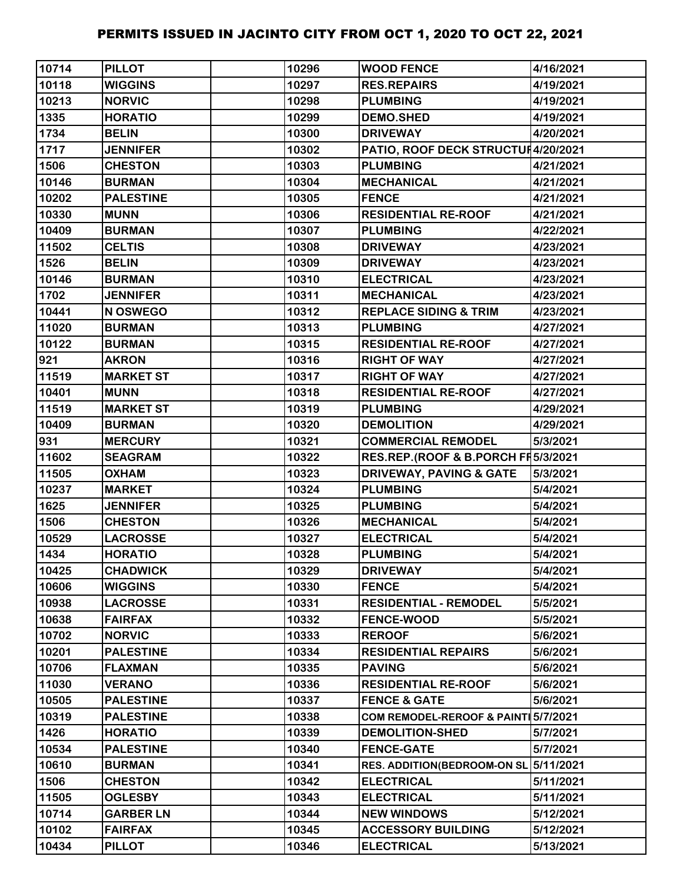# PERMITS ISSUED IN JACINTO CITY FROM OCT 1, 2020 TO OCT 22, 2021

| | | | | | |
|---|---|---|---|---|---|
| 10714 | PILLOT | | 10296 | WOOD FENCE | 4/16/2021 |
| 10118 | WIGGINS | | 10297 | RES.REPAIRS | 4/19/2021 |
| 10213 | NORVIC | | 10298 | PLUMBING | 4/19/2021 |
| 1335 | HORATIO | | 10299 | DEMO.SHED | 4/19/2021 |
| 1734 | BELIN | | 10300 | DRIVEWAY | 4/20/2021 |
| 1717 | JENNIFER | | 10302 | PATIO, ROOF DECK STRUCTUF | 4/20/2021 |
| 1506 | CHESTON | | 10303 | PLUMBING | 4/21/2021 |
| 10146 | BURMAN | | 10304 | MECHANICAL | 4/21/2021 |
| 10202 | PALESTINE | | 10305 | FENCE | 4/21/2021 |
| 10330 | MUNN | | 10306 | RESIDENTIAL RE-ROOF | 4/21/2021 |
| 10409 | BURMAN | | 10307 | PLUMBING | 4/22/2021 |
| 11502 | CELTIS | | 10308 | DRIVEWAY | 4/23/2021 |
| 1526 | BELIN | | 10309 | DRIVEWAY | 4/23/2021 |
| 10146 | BURMAN | | 10310 | ELECTRICAL | 4/23/2021 |
| 1702 | JENNIFER | | 10311 | MECHANICAL | 4/23/2021 |
| 10441 | N OSWEGO | | 10312 | REPLACE SIDING & TRIM | 4/23/2021 |
| 11020 | BURMAN | | 10313 | PLUMBING | 4/27/2021 |
| 10122 | BURMAN | | 10315 | RESIDENTIAL RE-ROOF | 4/27/2021 |
| 921 | AKRON | | 10316 | RIGHT OF WAY | 4/27/2021 |
| 11519 | MARKET ST | | 10317 | RIGHT OF WAY | 4/27/2021 |
| 10401 | MUNN | | 10318 | RESIDENTIAL RE-ROOF | 4/27/2021 |
| 11519 | MARKET ST | | 10319 | PLUMBING | 4/29/2021 |
| 10409 | BURMAN | | 10320 | DEMOLITION | 4/29/2021 |
| 931 | MERCURY | | 10321 | COMMERCIAL REMODEL | 5/3/2021 |
| 11602 | SEAGRAM | | 10322 | RES.REP.(ROOF & B.PORCH FF | 5/3/2021 |
| 11505 | OXHAM | | 10323 | DRIVEWAY, PAVING & GATE | 5/3/2021 |
| 10237 | MARKET | | 10324 | PLUMBING | 5/4/2021 |
| 1625 | JENNIFER | | 10325 | PLUMBING | 5/4/2021 |
| 1506 | CHESTON | | 10326 | MECHANICAL | 5/4/2021 |
| 10529 | LACROSSE | | 10327 | ELECTRICAL | 5/4/2021 |
| 1434 | HORATIO | | 10328 | PLUMBING | 5/4/2021 |
| 10425 | CHADWICK | | 10329 | DRIVEWAY | 5/4/2021 |
| 10606 | WIGGINS | | 10330 | FENCE | 5/4/2021 |
| 10938 | LACROSSE | | 10331 | RESIDENTIAL - REMODEL | 5/5/2021 |
| 10638 | FAIRFAX | | 10332 | FENCE-WOOD | 5/5/2021 |
| 10702 | NORVIC | | 10333 | REROOF | 5/6/2021 |
| 10201 | PALESTINE | | 10334 | RESIDENTIAL REPAIRS | 5/6/2021 |
| 10706 | FLAXMAN | | 10335 | PAVING | 5/6/2021 |
| 11030 | VERANO | | 10336 | RESIDENTIAL RE-ROOF | 5/6/2021 |
| 10505 | PALESTINE | | 10337 | FENCE & GATE | 5/6/2021 |
| 10319 | PALESTINE | | 10338 | COM REMODEL-REROOF & PAINTI | 5/7/2021 |
| 1426 | HORATIO | | 10339 | DEMOLITION-SHED | 5/7/2021 |
| 10534 | PALESTINE | | 10340 | FENCE-GATE | 5/7/2021 |
| 10610 | BURMAN | | 10341 | RES. ADDITION(BEDROOM-ON SL | 5/11/2021 |
| 1506 | CHESTON | | 10342 | ELECTRICAL | 5/11/2021 |
| 11505 | OGLESBY | | 10343 | ELECTRICAL | 5/11/2021 |
| 10714 | GARBER LN | | 10344 | NEW WINDOWS | 5/12/2021 |
| 10102 | FAIRFAX | | 10345 | ACCESSORY BUILDING | 5/12/2021 |
| 10434 | PILLOT | | 10346 | ELECTRICAL | 5/13/2021 |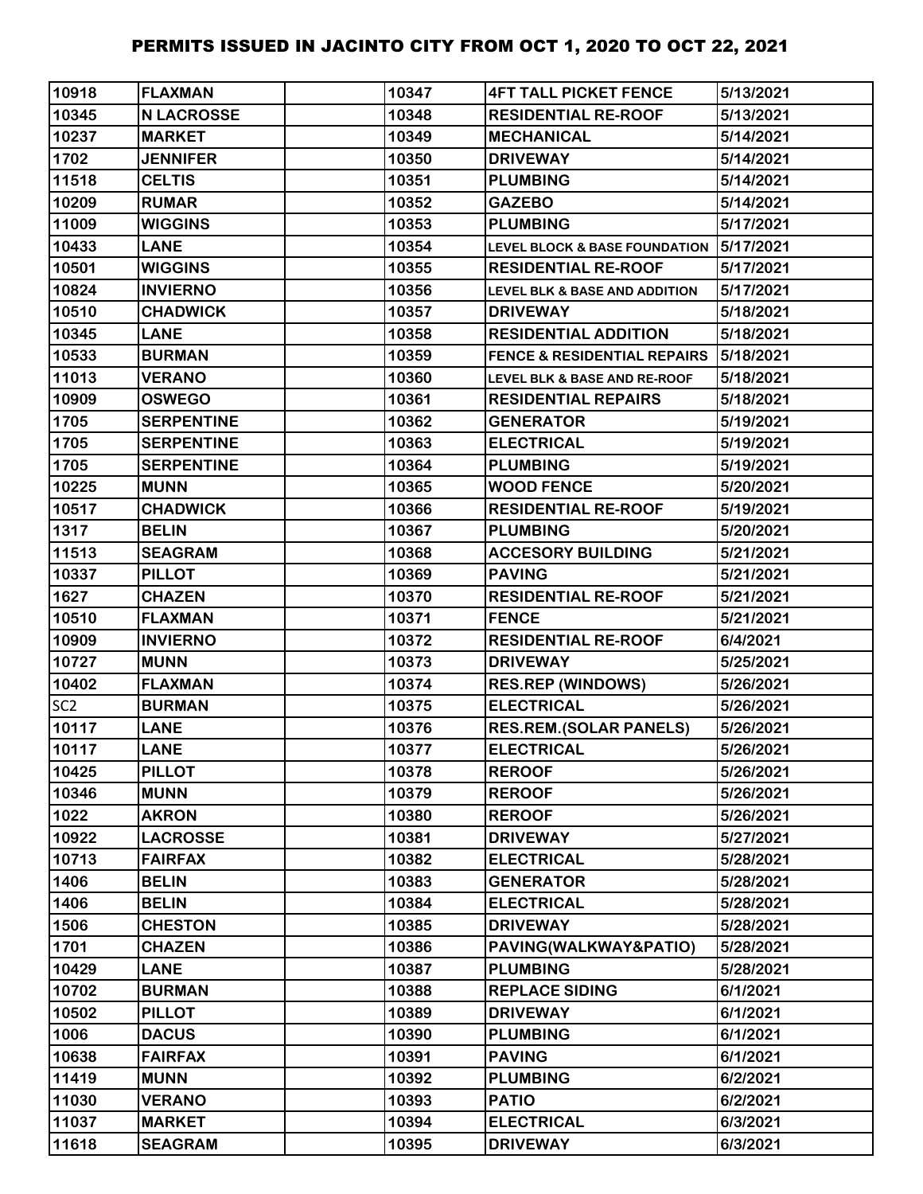# PERMITS ISSUED IN JACINTO CITY FROM OCT 1, 2020 TO OCT 22, 2021

| | | | | | |
|---|---|---|---|---|---|
| 10918 | FLAXMAN | | 10347 | 4FT TALL PICKET FENCE | 5/13/2021 |
| 10345 | N LACROSSE | | 10348 | RESIDENTIAL RE-ROOF | 5/13/2021 |
| 10237 | MARKET | | 10349 | MECHANICAL | 5/14/2021 |
| 1702 | JENNIFER | | 10350 | DRIVEWAY | 5/14/2021 |
| 11518 | CELTIS | | 10351 | PLUMBING | 5/14/2021 |
| 10209 | RUMAR | | 10352 | GAZEBO | 5/14/2021 |
| 11009 | WIGGINS | | 10353 | PLUMBING | 5/17/2021 |
| 10433 | LANE | | 10354 | LEVEL BLOCK & BASE FOUNDATION | 5/17/2021 |
| 10501 | WIGGINS | | 10355 | RESIDENTIAL RE-ROOF | 5/17/2021 |
| 10824 | INVIERNO | | 10356 | LEVEL BLK & BASE AND ADDITION | 5/17/2021 |
| 10510 | CHADWICK | | 10357 | DRIVEWAY | 5/18/2021 |
| 10345 | LANE | | 10358 | RESIDENTIAL ADDITION | 5/18/2021 |
| 10533 | BURMAN | | 10359 | FENCE & RESIDENTIAL REPAIRS | 5/18/2021 |
| 11013 | VERANO | | 10360 | LEVEL BLK & BASE AND RE-ROOF | 5/18/2021 |
| 10909 | OSWEGO | | 10361 | RESIDENTIAL REPAIRS | 5/18/2021 |
| 1705 | SERPENTINE | | 10362 | GENERATOR | 5/19/2021 |
| 1705 | SERPENTINE | | 10363 | ELECTRICAL | 5/19/2021 |
| 1705 | SERPENTINE | | 10364 | PLUMBING | 5/19/2021 |
| 10225 | MUNN | | 10365 | WOOD FENCE | 5/20/2021 |
| 10517 | CHADWICK | | 10366 | RESIDENTIAL RE-ROOF | 5/19/2021 |
| 1317 | BELIN | | 10367 | PLUMBING | 5/20/2021 |
| 11513 | SEAGRAM | | 10368 | ACCESORY BUILDING | 5/21/2021 |
| 10337 | PILLOT | | 10369 | PAVING | 5/21/2021 |
| 1627 | CHAZEN | | 10370 | RESIDENTIAL RE-ROOF | 5/21/2021 |
| 10510 | FLAXMAN | | 10371 | FENCE | 5/21/2021 |
| 10909 | INVIERNO | | 10372 | RESIDENTIAL RE-ROOF | 6/4/2021 |
| 10727 | MUNN | | 10373 | DRIVEWAY | 5/25/2021 |
| 10402 | FLAXMAN | | 10374 | RES.REP (WINDOWS) | 5/26/2021 |
| SC2 | BURMAN | | 10375 | ELECTRICAL | 5/26/2021 |
| 10117 | LANE | | 10376 | RES.REM.(SOLAR PANELS) | 5/26/2021 |
| 10117 | LANE | | 10377 | ELECTRICAL | 5/26/2021 |
| 10425 | PILLOT | | 10378 | REROOF | 5/26/2021 |
| 10346 | MUNN | | 10379 | REROOF | 5/26/2021 |
| 1022 | AKRON | | 10380 | REROOF | 5/26/2021 |
| 10922 | LACROSSE | | 10381 | DRIVEWAY | 5/27/2021 |
| 10713 | FAIRFAX | | 10382 | ELECTRICAL | 5/28/2021 |
| 1406 | BELIN | | 10383 | GENERATOR | 5/28/2021 |
| 1406 | BELIN | | 10384 | ELECTRICAL | 5/28/2021 |
| 1506 | CHESTON | | 10385 | DRIVEWAY | 5/28/2021 |
| 1701 | CHAZEN | | 10386 | PAVING(WALKWAY&PATIO) | 5/28/2021 |
| 10429 | LANE | | 10387 | PLUMBING | 5/28/2021 |
| 10702 | BURMAN | | 10388 | REPLACE SIDING | 6/1/2021 |
| 10502 | PILLOT | | 10389 | DRIVEWAY | 6/1/2021 |
| 1006 | DACUS | | 10390 | PLUMBING | 6/1/2021 |
| 10638 | FAIRFAX | | 10391 | PAVING | 6/1/2021 |
| 11419 | MUNN | | 10392 | PLUMBING | 6/2/2021 |
| 11030 | VERANO | | 10393 | PATIO | 6/2/2021 |
| 11037 | MARKET | | 10394 | ELECTRICAL | 6/3/2021 |
| 11618 | SEAGRAM | | 10395 | DRIVEWAY | 6/3/2021 |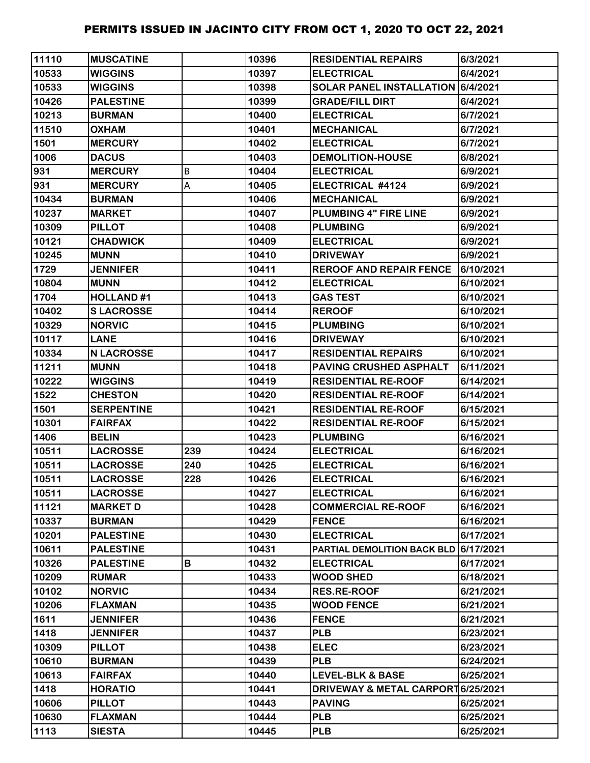# PERMITS ISSUED IN JACINTO CITY FROM OCT 1, 2020 TO OCT 22, 2021

| | | | | | |
|---|---|---|---|---|---|
| 11110 | MUSCATINE | | 10396 | RESIDENTIAL REPAIRS | 6/3/2021 |
| 10533 | WIGGINS | | 10397 | ELECTRICAL | 6/4/2021 |
| 10533 | WIGGINS | | 10398 | SOLAR PANEL INSTALLATION | 6/4/2021 |
| 10426 | PALESTINE | | 10399 | GRADE/FILL DIRT | 6/4/2021 |
| 10213 | BURMAN | | 10400 | ELECTRICAL | 6/7/2021 |
| 11510 | OXHAM | | 10401 | MECHANICAL | 6/7/2021 |
| 1501 | MERCURY | | 10402 | ELECTRICAL | 6/7/2021 |
| 1006 | DACUS | | 10403 | DEMOLITION-HOUSE | 6/8/2021 |
| 931 | MERCURY | B | 10404 | ELECTRICAL | 6/9/2021 |
| 931 | MERCURY | A | 10405 | ELECTRICAL #4124 | 6/9/2021 |
| 10434 | BURMAN | | 10406 | MECHANICAL | 6/9/2021 |
| 10237 | MARKET | | 10407 | PLUMBING 4" FIRE LINE | 6/9/2021 |
| 10309 | PILLOT | | 10408 | PLUMBING | 6/9/2021 |
| 10121 | CHADWICK | | 10409 | ELECTRICAL | 6/9/2021 |
| 10245 | MUNN | | 10410 | DRIVEWAY | 6/9/2021 |
| 1729 | JENNIFER | | 10411 | REROOF AND REPAIR FENCE | 6/10/2021 |
| 10804 | MUNN | | 10412 | ELECTRICAL | 6/10/2021 |
| 1704 | HOLLAND #1 | | 10413 | GAS TEST | 6/10/2021 |
| 10402 | S LACROSSE | | 10414 | REROOF | 6/10/2021 |
| 10329 | NORVIC | | 10415 | PLUMBING | 6/10/2021 |
| 10117 | LANE | | 10416 | DRIVEWAY | 6/10/2021 |
| 10334 | N LACROSSE | | 10417 | RESIDENTIAL REPAIRS | 6/10/2021 |
| 11211 | MUNN | | 10418 | PAVING CRUSHED ASPHALT | 6/11/2021 |
| 10222 | WIGGINS | | 10419 | RESIDENTIAL RE-ROOF | 6/14/2021 |
| 1522 | CHESTON | | 10420 | RESIDENTIAL RE-ROOF | 6/14/2021 |
| 1501 | SERPENTINE | | 10421 | RESIDENTIAL RE-ROOF | 6/15/2021 |
| 10301 | FAIRFAX | | 10422 | RESIDENTIAL RE-ROOF | 6/15/2021 |
| 1406 | BELIN | | 10423 | PLUMBING | 6/16/2021 |
| 10511 | LACROSSE | 239 | 10424 | ELECTRICAL | 6/16/2021 |
| 10511 | LACROSSE | 240 | 10425 | ELECTRICAL | 6/16/2021 |
| 10511 | LACROSSE | 228 | 10426 | ELECTRICAL | 6/16/2021 |
| 10511 | LACROSSE | | 10427 | ELECTRICAL | 6/16/2021 |
| 11121 | MARKET D | | 10428 | COMMERCIAL RE-ROOF | 6/16/2021 |
| 10337 | BURMAN | | 10429 | FENCE | 6/16/2021 |
| 10201 | PALESTINE | | 10430 | ELECTRICAL | 6/17/2021 |
| 10611 | PALESTINE | | 10431 | PARTIAL DEMOLITION BACK BLD | 6/17/2021 |
| 10326 | PALESTINE | B | 10432 | ELECTRICAL | 6/17/2021 |
| 10209 | RUMAR | | 10433 | WOOD SHED | 6/18/2021 |
| 10102 | NORVIC | | 10434 | RES.RE-ROOF | 6/21/2021 |
| 10206 | FLAXMAN | | 10435 | WOOD FENCE | 6/21/2021 |
| 1611 | JENNIFER | | 10436 | FENCE | 6/21/2021 |
| 1418 | JENNIFER | | 10437 | PLB | 6/23/2021 |
| 10309 | PILLOT | | 10438 | ELEC | 6/23/2021 |
| 10610 | BURMAN | | 10439 | PLB | 6/24/2021 |
| 10613 | FAIRFAX | | 10440 | LEVEL-BLK & BASE | 6/25/2021 |
| 1418 | HORATIO | | 10441 | DRIVEWAY & METAL CARPORT | 6/25/2021 |
| 10606 | PILLOT | | 10443 | PAVING | 6/25/2021 |
| 10630 | FLAXMAN | | 10444 | PLB | 6/25/2021 |
| 1113 | SIESTA | | 10445 | PLB | 6/25/2021 |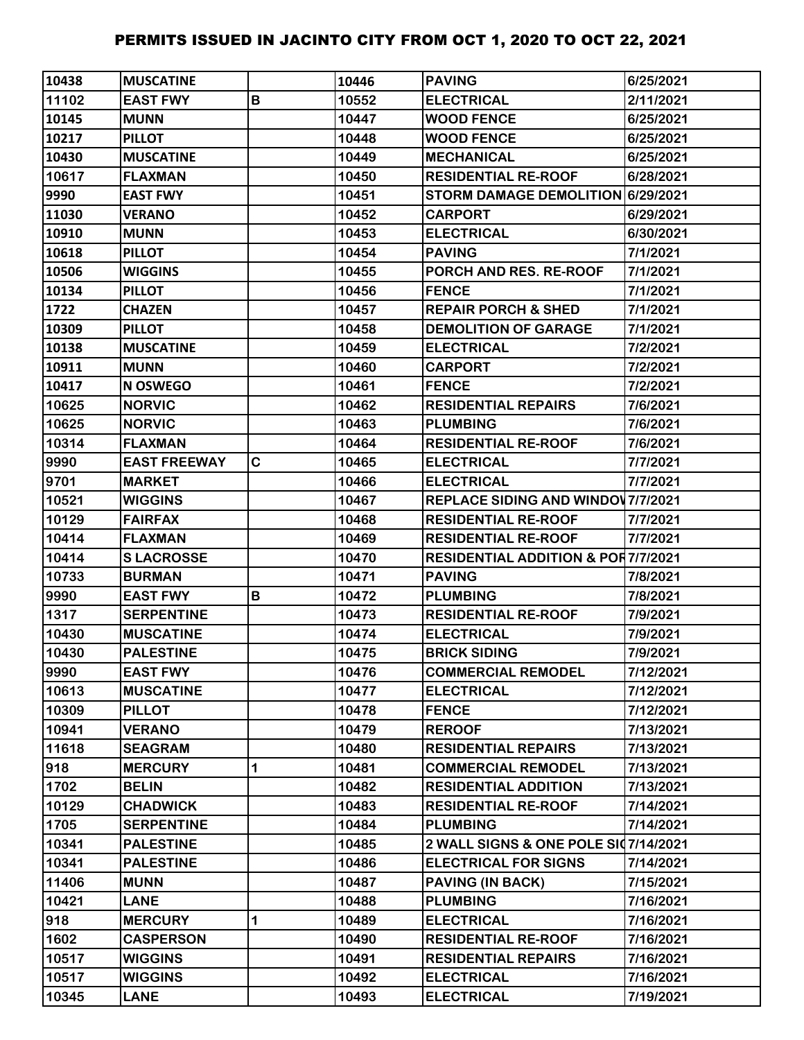| | | | | | |
|---|---|---|---|---|---|
| 10438 | MUSCATINE | | 10446 | PAVING | 6/25/2021 |
| 11102 | EAST FWY | B | 10552 | ELECTRICAL | 2/11/2021 |
| 10145 | MUNN | | 10447 | WOOD FENCE | 6/25/2021 |
| 10217 | PILLOT | | 10448 | WOOD FENCE | 6/25/2021 |
| 10430 | MUSCATINE | | 10449 | MECHANICAL | 6/25/2021 |
| 10617 | FLAXMAN | | 10450 | RESIDENTIAL RE-ROOF | 6/28/2021 |
| 9990 | EAST FWY | | 10451 | STORM DAMAGE DEMOLITION | 6/29/2021 |
| 11030 | VERANO | | 10452 | CARPORT | 6/29/2021 |
| 10910 | MUNN | | 10453 | ELECTRICAL | 6/30/2021 |
| 10618 | PILLOT | | 10454 | PAVING | 7/1/2021 |
| 10506 | WIGGINS | | 10455 | PORCH AND RES. RE-ROOF | 7/1/2021 |
| 10134 | PILLOT | | 10456 | FENCE | 7/1/2021 |
| 1722 | CHAZEN | | 10457 | REPAIR PORCH & SHED | 7/1/2021 |
| 10309 | PILLOT | | 10458 | DEMOLITION OF GARAGE | 7/1/2021 |
| 10138 | MUSCATINE | | 10459 | ELECTRICAL | 7/2/2021 |
| 10911 | MUNN | | 10460 | CARPORT | 7/2/2021 |
| 10417 | N OSWEGO | | 10461 | FENCE | 7/2/2021 |
| 10625 | NORVIC | | 10462 | RESIDENTIAL REPAIRS | 7/6/2021 |
| 10625 | NORVIC | | 10463 | PLUMBING | 7/6/2021 |
| 10314 | FLAXMAN | | 10464 | RESIDENTIAL RE-ROOF | 7/6/2021 |
| 9990 | EAST FREEWAY | C | 10465 | ELECTRICAL | 7/7/2021 |
| 9701 | MARKET | | 10466 | ELECTRICAL | 7/7/2021 |
| 10521 | WIGGINS | | 10467 | REPLACE SIDING AND WINDOV | 7/7/2021 |
| 10129 | FAIRFAX | | 10468 | RESIDENTIAL RE-ROOF | 7/7/2021 |
| 10414 | FLAXMAN | | 10469 | RESIDENTIAL RE-ROOF | 7/7/2021 |
| 10414 | S LACROSSE | | 10470 | RESIDENTIAL ADDITION & POR | 7/7/2021 |
| 10733 | BURMAN | | 10471 | PAVING | 7/8/2021 |
| 9990 | EAST FWY | B | 10472 | PLUMBING | 7/8/2021 |
| 1317 | SERPENTINE | | 10473 | RESIDENTIAL RE-ROOF | 7/9/2021 |
| 10430 | MUSCATINE | | 10474 | ELECTRICAL | 7/9/2021 |
| 10430 | PALESTINE | | 10475 | BRICK SIDING | 7/9/2021 |
| 9990 | EAST FWY | | 10476 | COMMERCIAL REMODEL | 7/12/2021 |
| 10613 | MUSCATINE | | 10477 | ELECTRICAL | 7/12/2021 |
| 10309 | PILLOT | | 10478 | FENCE | 7/12/2021 |
| 10941 | VERANO | | 10479 | REROOF | 7/13/2021 |
| 11618 | SEAGRAM | | 10480 | RESIDENTIAL REPAIRS | 7/13/2021 |
| 918 | MERCURY | 1 | 10481 | COMMERCIAL REMODEL | 7/13/2021 |
| 1702 | BELIN | | 10482 | RESIDENTIAL ADDITION | 7/13/2021 |
| 10129 | CHADWICK | | 10483 | RESIDENTIAL RE-ROOF | 7/14/2021 |
| 1705 | SERPENTINE | | 10484 | PLUMBING | 7/14/2021 |
| 10341 | PALESTINE | | 10485 | 2 WALL SIGNS & ONE POLE SIG | 7/14/2021 |
| 10341 | PALESTINE | | 10486 | ELECTRICAL FOR SIGNS | 7/14/2021 |
| 11406 | MUNN | | 10487 | PAVING (IN BACK) | 7/15/2021 |
| 10421 | LANE | | 10488 | PLUMBING | 7/16/2021 |
| 918 | MERCURY | 1 | 10489 | ELECTRICAL | 7/16/2021 |
| 1602 | CASPERSON | | 10490 | RESIDENTIAL RE-ROOF | 7/16/2021 |
| 10517 | WIGGINS | | 10491 | RESIDENTIAL REPAIRS | 7/16/2021 |
| 10517 | WIGGINS | | 10492 | ELECTRICAL | 7/16/2021 |
| 10345 | LANE | | 10493 | ELECTRICAL | 7/19/2021 |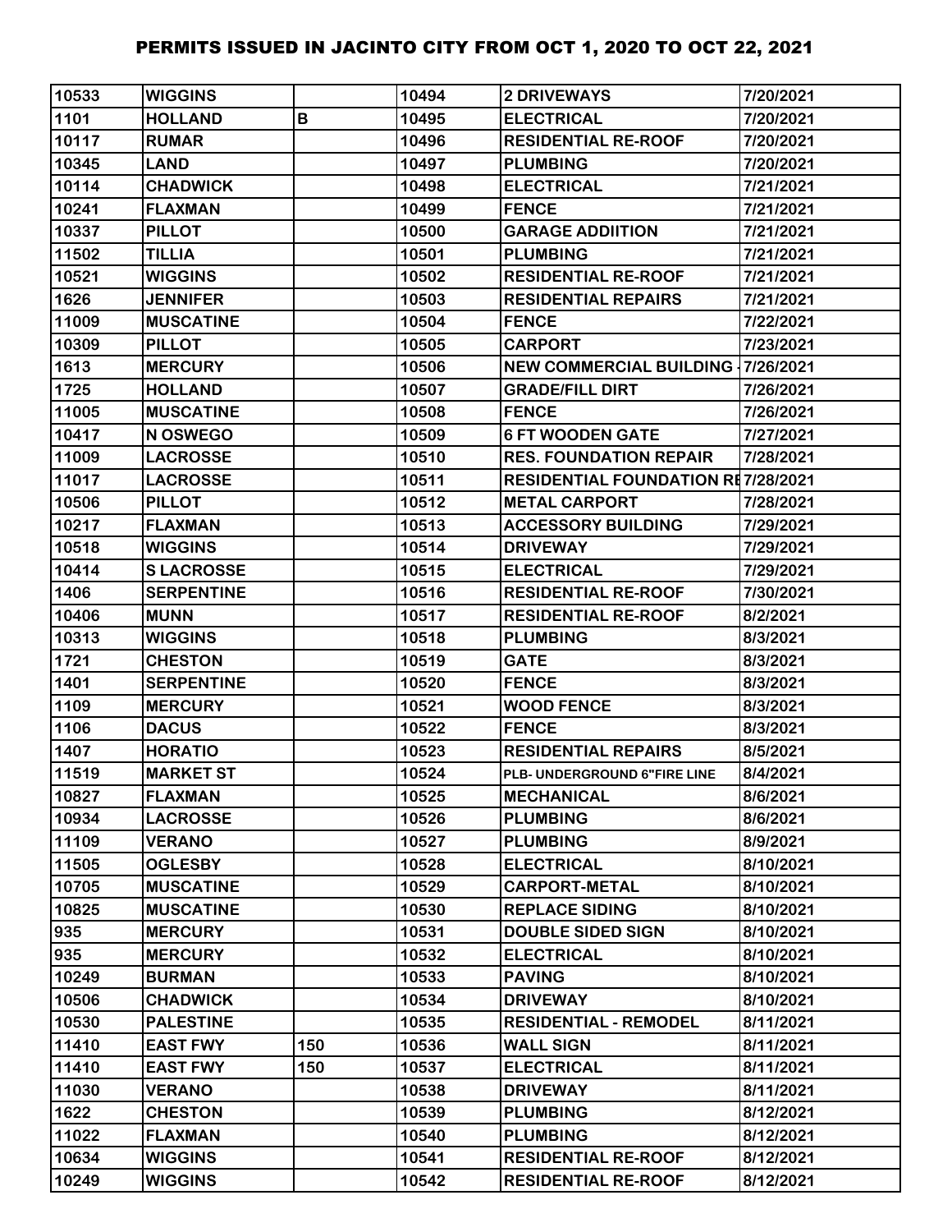# PERMITS ISSUED IN JACINTO CITY FROM OCT 1, 2020 TO OCT 22, 2021

| | | | | | |
|---|---|---|---|---|---|
| 10533 | WIGGINS | | 10494 | 2 DRIVEWAYS | 7/20/2021 |
| 1101 | HOLLAND | B | 10495 | ELECTRICAL | 7/20/2021 |
| 10117 | RUMAR | | 10496 | RESIDENTIAL RE-ROOF | 7/20/2021 |
| 10345 | LAND | | 10497 | PLUMBING | 7/20/2021 |
| 10114 | CHADWICK | | 10498 | ELECTRICAL | 7/21/2021 |
| 10241 | FLAXMAN | | 10499 | FENCE | 7/21/2021 |
| 10337 | PILLOT | | 10500 | GARAGE ADDIITION | 7/21/2021 |
| 11502 | TILLIA | | 10501 | PLUMBING | 7/21/2021 |
| 10521 | WIGGINS | | 10502 | RESIDENTIAL RE-ROOF | 7/21/2021 |
| 1626 | JENNIFER | | 10503 | RESIDENTIAL REPAIRS | 7/21/2021 |
| 11009 | MUSCATINE | | 10504 | FENCE | 7/22/2021 |
| 10309 | PILLOT | | 10505 | CARPORT | 7/23/2021 |
| 1613 | MERCURY | | 10506 | NEW COMMERCIAL BUILDING - | 7/26/2021 |
| 1725 | HOLLAND | | 10507 | GRADE/FILL DIRT | 7/26/2021 |
| 11005 | MUSCATINE | | 10508 | FENCE | 7/26/2021 |
| 10417 | N OSWEGO | | 10509 | 6 FT WOODEN GATE | 7/27/2021 |
| 11009 | LACROSSE | | 10510 | RES. FOUNDATION REPAIR | 7/28/2021 |
| 11017 | LACROSSE | | 10511 | RESIDENTIAL FOUNDATION RE | 7/28/2021 |
| 10506 | PILLOT | | 10512 | METAL CARPORT | 7/28/2021 |
| 10217 | FLAXMAN | | 10513 | ACCESSORY BUILDING | 7/29/2021 |
| 10518 | WIGGINS | | 10514 | DRIVEWAY | 7/29/2021 |
| 10414 | S LACROSSE | | 10515 | ELECTRICAL | 7/29/2021 |
| 1406 | SERPENTINE | | 10516 | RESIDENTIAL RE-ROOF | 7/30/2021 |
| 10406 | MUNN | | 10517 | RESIDENTIAL RE-ROOF | 8/2/2021 |
| 10313 | WIGGINS | | 10518 | PLUMBING | 8/3/2021 |
| 1721 | CHESTON | | 10519 | GATE | 8/3/2021 |
| 1401 | SERPENTINE | | 10520 | FENCE | 8/3/2021 |
| 1109 | MERCURY | | 10521 | WOOD FENCE | 8/3/2021 |
| 1106 | DACUS | | 10522 | FENCE | 8/3/2021 |
| 1407 | HORATIO | | 10523 | RESIDENTIAL REPAIRS | 8/5/2021 |
| 11519 | MARKET ST | | 10524 | PLB- UNDERGROUND 6"FIRE LINE | 8/4/2021 |
| 10827 | FLAXMAN | | 10525 | MECHANICAL | 8/6/2021 |
| 10934 | LACROSSE | | 10526 | PLUMBING | 8/6/2021 |
| 11109 | VERANO | | 10527 | PLUMBING | 8/9/2021 |
| 11505 | OGLESBY | | 10528 | ELECTRICAL | 8/10/2021 |
| 10705 | MUSCATINE | | 10529 | CARPORT-METAL | 8/10/2021 |
| 10825 | MUSCATINE | | 10530 | REPLACE SIDING | 8/10/2021 |
| 935 | MERCURY | | 10531 | DOUBLE SIDED SIGN | 8/10/2021 |
| 935 | MERCURY | | 10532 | ELECTRICAL | 8/10/2021 |
| 10249 | BURMAN | | 10533 | PAVING | 8/10/2021 |
| 10506 | CHADWICK | | 10534 | DRIVEWAY | 8/10/2021 |
| 10530 | PALESTINE | | 10535 | RESIDENTIAL - REMODEL | 8/11/2021 |
| 11410 | EAST FWY | 150 | 10536 | WALL SIGN | 8/11/2021 |
| 11410 | EAST FWY | 150 | 10537 | ELECTRICAL | 8/11/2021 |
| 11030 | VERANO | | 10538 | DRIVEWAY | 8/11/2021 |
| 1622 | CHESTON | | 10539 | PLUMBING | 8/12/2021 |
| 11022 | FLAXMAN | | 10540 | PLUMBING | 8/12/2021 |
| 10634 | WIGGINS | | 10541 | RESIDENTIAL RE-ROOF | 8/12/2021 |
| 10249 | WIGGINS | | 10542 | RESIDENTIAL RE-ROOF | 8/12/2021 |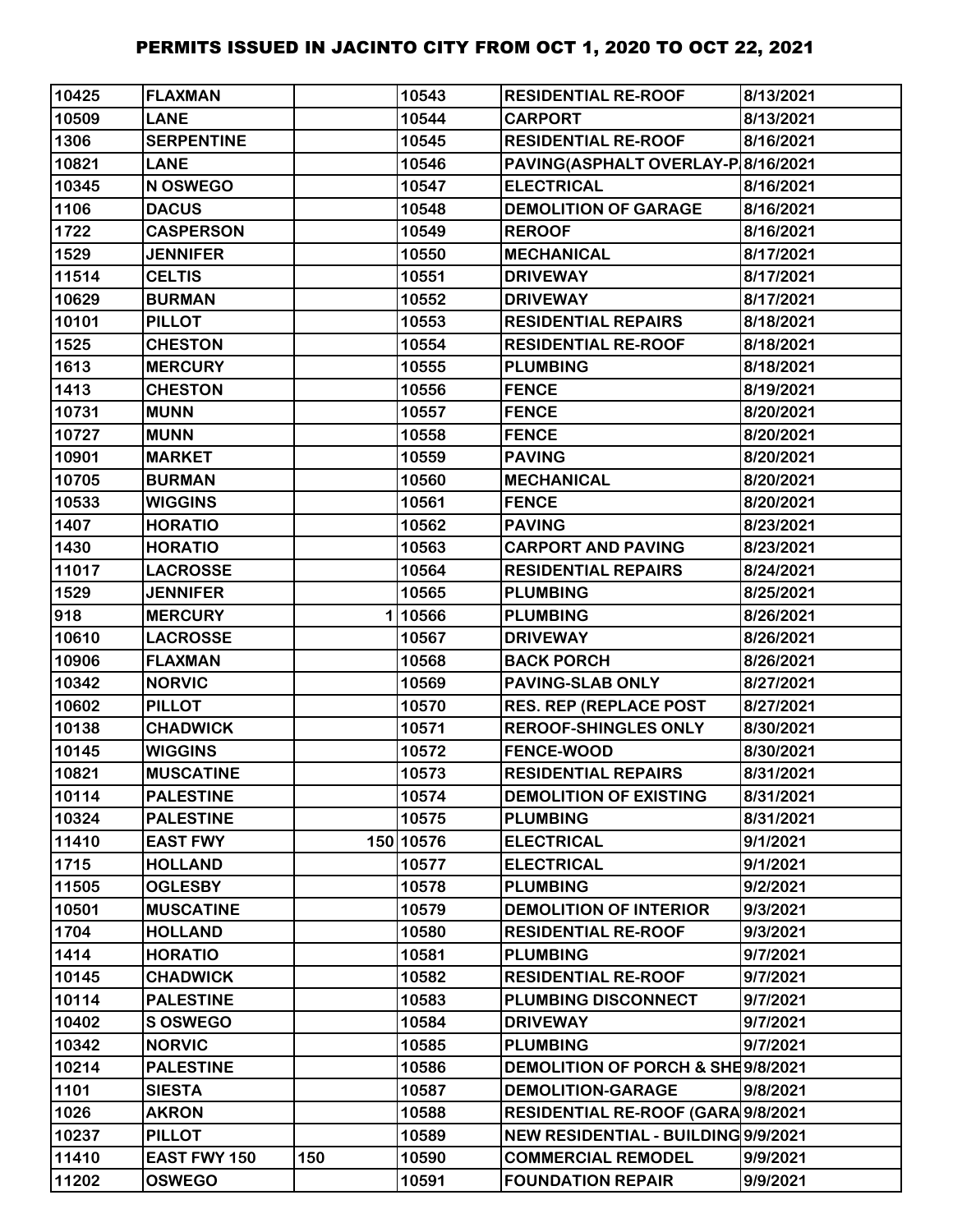# PERMITS ISSUED IN JACINTO CITY FROM OCT 1, 2020 TO OCT 22, 2021

| | | | | | |
|---|---|---|---|---|---|
| 10425 | FLAXMAN | | 10543 | RESIDENTIAL RE-ROOF | 8/13/2021 |
| 10509 | LANE | | 10544 | CARPORT | 8/13/2021 |
| 1306 | SERPENTINE | | 10545 | RESIDENTIAL RE-ROOF | 8/16/2021 |
| 10821 | LANE | | 10546 | PAVING(ASPHALT OVERLAY-P | 8/16/2021 |
| 10345 | N OSWEGO | | 10547 | ELECTRICAL | 8/16/2021 |
| 1106 | DACUS | | 10548 | DEMOLITION OF GARAGE | 8/16/2021 |
| 1722 | CASPERSON | | 10549 | REROOF | 8/16/2021 |
| 1529 | JENNIFER | | 10550 | MECHANICAL | 8/17/2021 |
| 11514 | CELTIS | | 10551 | DRIVEWAY | 8/17/2021 |
| 10629 | BURMAN | | 10552 | DRIVEWAY | 8/17/2021 |
| 10101 | PILLOT | | 10553 | RESIDENTIAL REPAIRS | 8/18/2021 |
| 1525 | CHESTON | | 10554 | RESIDENTIAL RE-ROOF | 8/18/2021 |
| 1613 | MERCURY | | 10555 | PLUMBING | 8/18/2021 |
| 1413 | CHESTON | | 10556 | FENCE | 8/19/2021 |
| 10731 | MUNN | | 10557 | FENCE | 8/20/2021 |
| 10727 | MUNN | | 10558 | FENCE | 8/20/2021 |
| 10901 | MARKET | | 10559 | PAVING | 8/20/2021 |
| 10705 | BURMAN | | 10560 | MECHANICAL | 8/20/2021 |
| 10533 | WIGGINS | | 10561 | FENCE | 8/20/2021 |
| 1407 | HORATIO | | 10562 | PAVING | 8/23/2021 |
| 1430 | HORATIO | | 10563 | CARPORT AND PAVING | 8/23/2021 |
| 11017 | LACROSSE | | 10564 | RESIDENTIAL REPAIRS | 8/24/2021 |
| 1529 | JENNIFER | | 10565 | PLUMBING | 8/25/2021 |
| 918 | MERCURY | 1 | 10566 | PLUMBING | 8/26/2021 |
| 10610 | LACROSSE | | 10567 | DRIVEWAY | 8/26/2021 |
| 10906 | FLAXMAN | | 10568 | BACK PORCH | 8/26/2021 |
| 10342 | NORVIC | | 10569 | PAVING-SLAB ONLY | 8/27/2021 |
| 10602 | PILLOT | | 10570 | RES. REP (REPLACE POST | 8/27/2021 |
| 10138 | CHADWICK | | 10571 | REROOF-SHINGLES ONLY | 8/30/2021 |
| 10145 | WIGGINS | | 10572 | FENCE-WOOD | 8/30/2021 |
| 10821 | MUSCATINE | | 10573 | RESIDENTIAL REPAIRS | 8/31/2021 |
| 10114 | PALESTINE | | 10574 | DEMOLITION OF EXISTING | 8/31/2021 |
| 10324 | PALESTINE | | 10575 | PLUMBING | 8/31/2021 |
| 11410 | EAST FWY | 150 | 10576 | ELECTRICAL | 9/1/2021 |
| 1715 | HOLLAND | | 10577 | ELECTRICAL | 9/1/2021 |
| 11505 | OGLESBY | | 10578 | PLUMBING | 9/2/2021 |
| 10501 | MUSCATINE | | 10579 | DEMOLITION OF INTERIOR | 9/3/2021 |
| 1704 | HOLLAND | | 10580 | RESIDENTIAL RE-ROOF | 9/3/2021 |
| 1414 | HORATIO | | 10581 | PLUMBING | 9/7/2021 |
| 10145 | CHADWICK | | 10582 | RESIDENTIAL RE-ROOF | 9/7/2021 |
| 10114 | PALESTINE | | 10583 | PLUMBING DISCONNECT | 9/7/2021 |
| 10402 | S OSWEGO | | 10584 | DRIVEWAY | 9/7/2021 |
| 10342 | NORVIC | | 10585 | PLUMBING | 9/7/2021 |
| 10214 | PALESTINE | | 10586 | DEMOLITION OF PORCH & SHE | 9/8/2021 |
| 1101 | SIESTA | | 10587 | DEMOLITION-GARAGE | 9/8/2021 |
| 1026 | AKRON | | 10588 | RESIDENTIAL RE-ROOF (GARA | 9/8/2021 |
| 10237 | PILLOT | | 10589 | NEW RESIDENTIAL - BUILDING | 9/9/2021 |
| 11410 | EAST FWY 150 | 150 | 10590 | COMMERCIAL REMODEL | 9/9/2021 |
| 11202 | OSWEGO | | 10591 | FOUNDATION REPAIR | 9/9/2021 |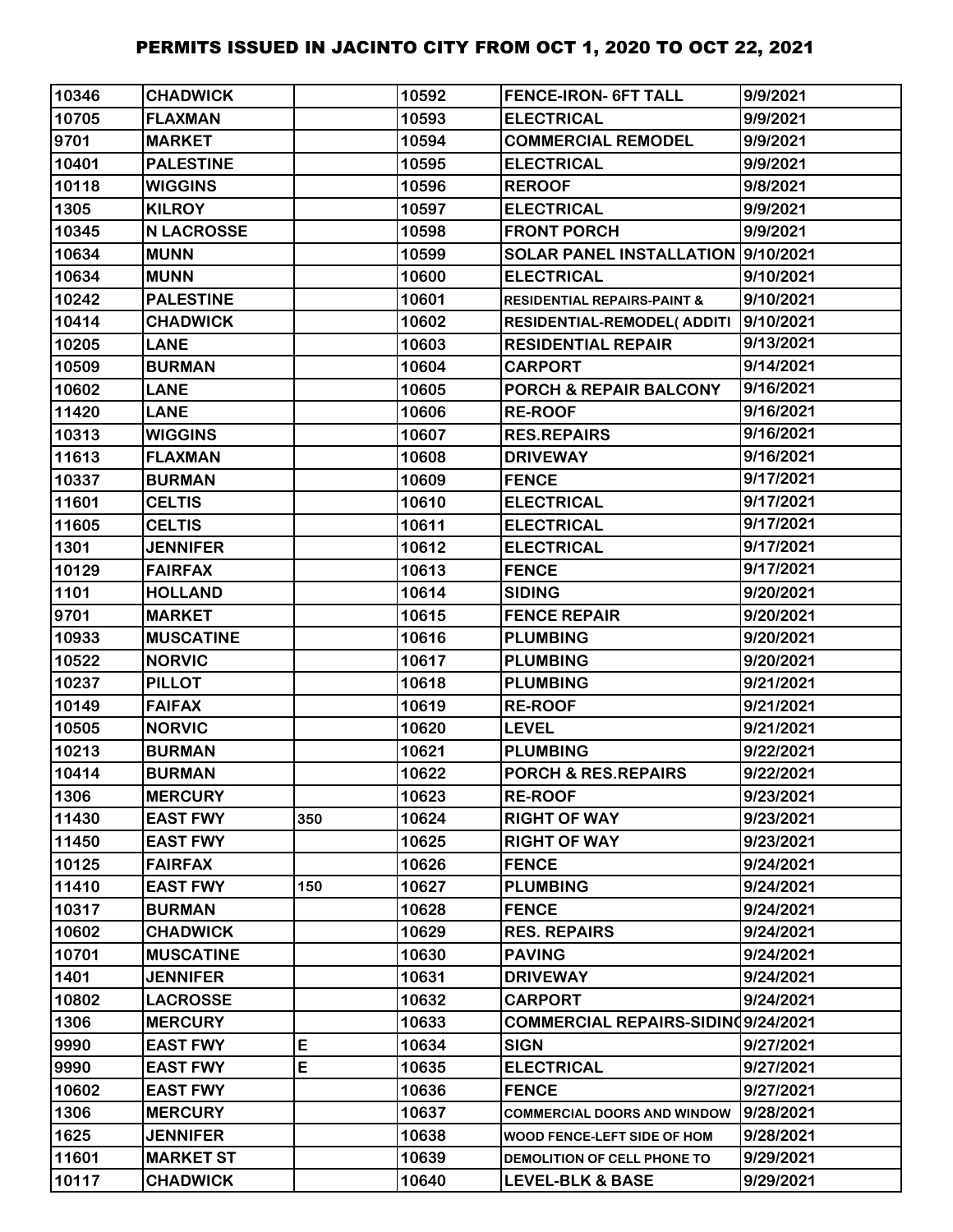# PERMITS ISSUED IN JACINTO CITY FROM OCT 1, 2020 TO OCT 22, 2021

| | | | | | |
|---|---|---|---|---|---|
| 10346 | CHADWICK | | 10592 | FENCE-IRON- 6FT TALL | 9/9/2021 |
| 10705 | FLAXMAN | | 10593 | ELECTRICAL | 9/9/2021 |
| 9701 | MARKET | | 10594 | COMMERCIAL REMODEL | 9/9/2021 |
| 10401 | PALESTINE | | 10595 | ELECTRICAL | 9/9/2021 |
| 10118 | WIGGINS | | 10596 | REROOF | 9/8/2021 |
| 1305 | KILROY | | 10597 | ELECTRICAL | 9/9/2021 |
| 10345 | N LACROSSE | | 10598 | FRONT PORCH | 9/9/2021 |
| 10634 | MUNN | | 10599 | SOLAR PANEL INSTALLATION | 9/10/2021 |
| 10634 | MUNN | | 10600 | ELECTRICAL | 9/10/2021 |
| 10242 | PALESTINE | | 10601 | RESIDENTIAL REPAIRS-PAINT & | 9/10/2021 |
| 10414 | CHADWICK | | 10602 | RESIDENTIAL-REMODEL( ADDITI | 9/10/2021 |
| 10205 | LANE | | 10603 | RESIDENTIAL REPAIR | 9/13/2021 |
| 10509 | BURMAN | | 10604 | CARPORT | 9/14/2021 |
| 10602 | LANE | | 10605 | PORCH & REPAIR BALCONY | 9/16/2021 |
| 11420 | LANE | | 10606 | RE-ROOF | 9/16/2021 |
| 10313 | WIGGINS | | 10607 | RES.REPAIRS | 9/16/2021 |
| 11613 | FLAXMAN | | 10608 | DRIVEWAY | 9/16/2021 |
| 10337 | BURMAN | | 10609 | FENCE | 9/17/2021 |
| 11601 | CELTIS | | 10610 | ELECTRICAL | 9/17/2021 |
| 11605 | CELTIS | | 10611 | ELECTRICAL | 9/17/2021 |
| 1301 | JENNIFER | | 10612 | ELECTRICAL | 9/17/2021 |
| 10129 | FAIRFAX | | 10613 | FENCE | 9/17/2021 |
| 1101 | HOLLAND | | 10614 | SIDING | 9/20/2021 |
| 9701 | MARKET | | 10615 | FENCE REPAIR | 9/20/2021 |
| 10933 | MUSCATINE | | 10616 | PLUMBING | 9/20/2021 |
| 10522 | NORVIC | | 10617 | PLUMBING | 9/20/2021 |
| 10237 | PILLOT | | 10618 | PLUMBING | 9/21/2021 |
| 10149 | FAIFAX | | 10619 | RE-ROOF | 9/21/2021 |
| 10505 | NORVIC | | 10620 | LEVEL | 9/21/2021 |
| 10213 | BURMAN | | 10621 | PLUMBING | 9/22/2021 |
| 10414 | BURMAN | | 10622 | PORCH & RES.REPAIRS | 9/22/2021 |
| 1306 | MERCURY | | 10623 | RE-ROOF | 9/23/2021 |
| 11430 | EAST FWY | 350 | 10624 | RIGHT OF WAY | 9/23/2021 |
| 11450 | EAST FWY | | 10625 | RIGHT OF WAY | 9/23/2021 |
| 10125 | FAIRFAX | | 10626 | FENCE | 9/24/2021 |
| 11410 | EAST FWY | 150 | 10627 | PLUMBING | 9/24/2021 |
| 10317 | BURMAN | | 10628 | FENCE | 9/24/2021 |
| 10602 | CHADWICK | | 10629 | RES. REPAIRS | 9/24/2021 |
| 10701 | MUSCATINE | | 10630 | PAVING | 9/24/2021 |
| 1401 | JENNIFER | | 10631 | DRIVEWAY | 9/24/2021 |
| 10802 | LACROSSE | | 10632 | CARPORT | 9/24/2021 |
| 1306 | MERCURY | | 10633 | COMMERCIAL REPAIRS-SIDING | 9/24/2021 |
| 9990 | EAST FWY | E | 10634 | SIGN | 9/27/2021 |
| 9990 | EAST FWY | E | 10635 | ELECTRICAL | 9/27/2021 |
| 10602 | EAST FWY | | 10636 | FENCE | 9/27/2021 |
| 1306 | MERCURY | | 10637 | COMMERCIAL DOORS AND WINDOW | 9/28/2021 |
| 1625 | JENNIFER | | 10638 | WOOD FENCE-LEFT SIDE OF HOM | 9/28/2021 |
| 11601 | MARKET ST | | 10639 | DEMOLITION OF CELL PHONE TO | 9/29/2021 |
| 10117 | CHADWICK | | 10640 | LEVEL-BLK & BASE | 9/29/2021 |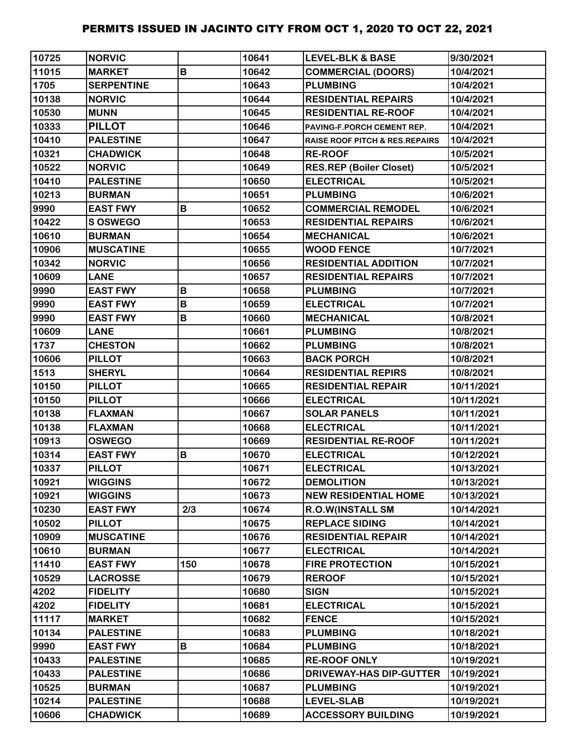# PERMITS ISSUED IN JACINTO CITY FROM OCT 1, 2020 TO OCT 22, 2021

| | | | | | |
|---|---|---|---|---|---|
| 10725 | NORVIC | | 10641 | LEVEL-BLK & BASE | 9/30/2021 |
| 11015 | MARKET | B | 10642 | COMMERCIAL (DOORS) | 10/4/2021 |
| 1705 | SERPENTINE | | 10643 | PLUMBING | 10/4/2021 |
| 10138 | NORVIC | | 10644 | RESIDENTIAL REPAIRS | 10/4/2021 |
| 10530 | MUNN | | 10645 | RESIDENTIAL RE-ROOF | 10/4/2021 |
| 10333 | PILLOT | | 10646 | PAVING-F.PORCH CEMENT REP. | 10/4/2021 |
| 10410 | PALESTINE | | 10647 | RAISE ROOF PITCH & RES.REPAIRS | 10/4/2021 |
| 10321 | CHADWICK | | 10648 | RE-ROOF | 10/5/2021 |
| 10522 | NORVIC | | 10649 | RES.REP (Boiler Closet) | 10/5/2021 |
| 10410 | PALESTINE | | 10650 | ELECTRICAL | 10/5/2021 |
| 10213 | BURMAN | | 10651 | PLUMBING | 10/6/2021 |
| 9990 | EAST FWY | B | 10652 | COMMERCIAL REMODEL | 10/6/2021 |
| 10422 | S OSWEGO | | 10653 | RESIDENTIAL REPAIRS | 10/6/2021 |
| 10610 | BURMAN | | 10654 | MECHANICAL | 10/6/2021 |
| 10906 | MUSCATINE | | 10655 | WOOD FENCE | 10/7/2021 |
| 10342 | NORVIC | | 10656 | RESIDENTIAL ADDITION | 10/7/2021 |
| 10609 | LANE | | 10657 | RESIDENTIAL REPAIRS | 10/7/2021 |
| 9990 | EAST FWY | B | 10658 | PLUMBING | 10/7/2021 |
| 9990 | EAST FWY | B | 10659 | ELECTRICAL | 10/7/2021 |
| 9990 | EAST FWY | B | 10660 | MECHANICAL | 10/8/2021 |
| 10609 | LANE | | 10661 | PLUMBING | 10/8/2021 |
| 1737 | CHESTON | | 10662 | PLUMBING | 10/8/2021 |
| 10606 | PILLOT | | 10663 | BACK PORCH | 10/8/2021 |
| 1513 | SHERYL | | 10664 | RESIDENTIAL REPIRS | 10/8/2021 |
| 10150 | PILLOT | | 10665 | RESIDENTIAL REPAIR | 10/11/2021 |
| 10150 | PILLOT | | 10666 | ELECTRICAL | 10/11/2021 |
| 10138 | FLAXMAN | | 10667 | SOLAR PANELS | 10/11/2021 |
| 10138 | FLAXMAN | | 10668 | ELECTRICAL | 10/11/2021 |
| 10913 | OSWEGO | | 10669 | RESIDENTIAL RE-ROOF | 10/11/2021 |
| 10314 | EAST FWY | B | 10670 | ELECTRICAL | 10/12/2021 |
| 10337 | PILLOT | | 10671 | ELECTRICAL | 10/13/2021 |
| 10921 | WIGGINS | | 10672 | DEMOLITION | 10/13/2021 |
| 10921 | WIGGINS | | 10673 | NEW RESIDENTIAL HOME | 10/13/2021 |
| 10230 | EAST FWY | 2/3 | 10674 | R.O.W(INSTALL SM | 10/14/2021 |
| 10502 | PILLOT | | 10675 | REPLACE SIDING | 10/14/2021 |
| 10909 | MUSCATINE | | 10676 | RESIDENTIAL REPAIR | 10/14/2021 |
| 10610 | BURMAN | | 10677 | ELECTRICAL | 10/14/2021 |
| 11410 | EAST FWY | 150 | 10678 | FIRE PROTECTION | 10/15/2021 |
| 10529 | LACROSSE | | 10679 | REROOF | 10/15/2021 |
| 4202 | FIDELITY | | 10680 | SIGN | 10/15/2021 |
| 4202 | FIDELITY | | 10681 | ELECTRICAL | 10/15/2021 |
| 11117 | MARKET | | 10682 | FENCE | 10/15/2021 |
| 10134 | PALESTINE | | 10683 | PLUMBING | 10/18/2021 |
| 9990 | EAST FWY | B | 10684 | PLUMBING | 10/18/2021 |
| 10433 | PALESTINE | | 10685 | RE-ROOF ONLY | 10/19/2021 |
| 10433 | PALESTINE | | 10686 | DRIVEWAY-HAS DIP-GUTTER | 10/19/2021 |
| 10525 | BURMAN | | 10687 | PLUMBING | 10/19/2021 |
| 10214 | PALESTINE | | 10688 | LEVEL-SLAB | 10/19/2021 |
| 10606 | CHADWICK | | 10689 | ACCESSORY BUILDING | 10/19/2021 |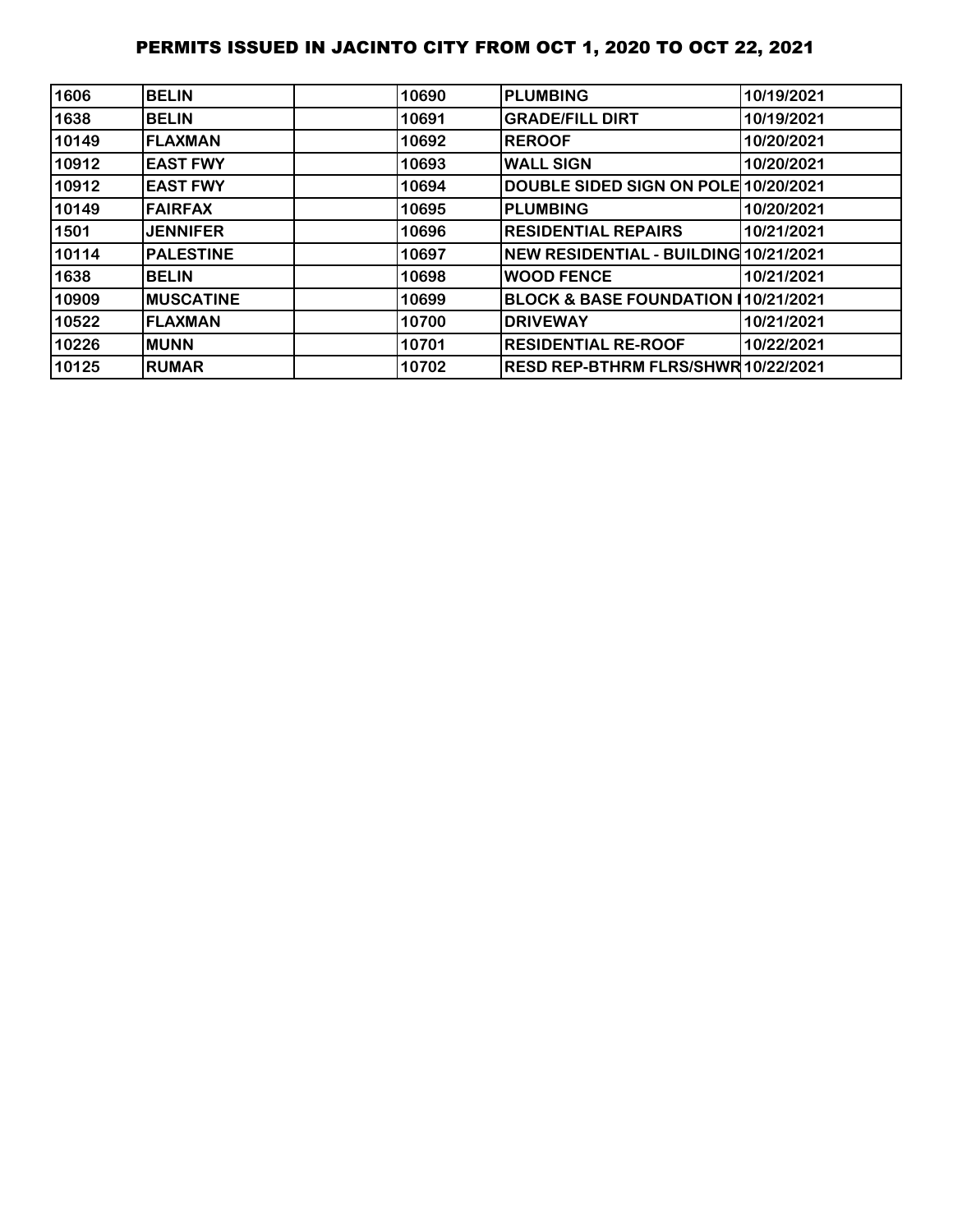# PERMITS ISSUED IN JACINTO CITY FROM OCT 1, 2020 TO OCT 22, 2021

| | | | | | |
|---|---|---|---|---|---|
| 1606 | BELIN | | 10690 | PLUMBING | 10/19/2021 |
| 1638 | BELIN | | 10691 | GRADE/FILL DIRT | 10/19/2021 |
| 10149 | FLAXMAN | | 10692 | REROOF | 10/20/2021 |
| 10912 | EAST FWY | | 10693 | WALL SIGN | 10/20/2021 |
| 10912 | EAST FWY | | 10694 | DOUBLE SIDED SIGN ON POLE | 10/20/2021 |
| 10149 | FAIRFAX | | 10695 | PLUMBING | 10/20/2021 |
| 1501 | JENNIFER | | 10696 | RESIDENTIAL REPAIRS | 10/21/2021 |
| 10114 | PALESTINE | | 10697 | NEW RESIDENTIAL - BUILDING | 10/21/2021 |
| 1638 | BELIN | | 10698 | WOOD FENCE | 10/21/2021 |
| 10909 | MUSCATINE | | 10699 | BLOCK & BASE FOUNDATION I | 10/21/2021 |
| 10522 | FLAXMAN | | 10700 | DRIVEWAY | 10/21/2021 |
| 10226 | MUNN | | 10701 | RESIDENTIAL RE-ROOF | 10/22/2021 |
| 10125 | RUMAR | | 10702 | RESD REP-BTHRM FLRS/SHWR | 10/22/2021 |